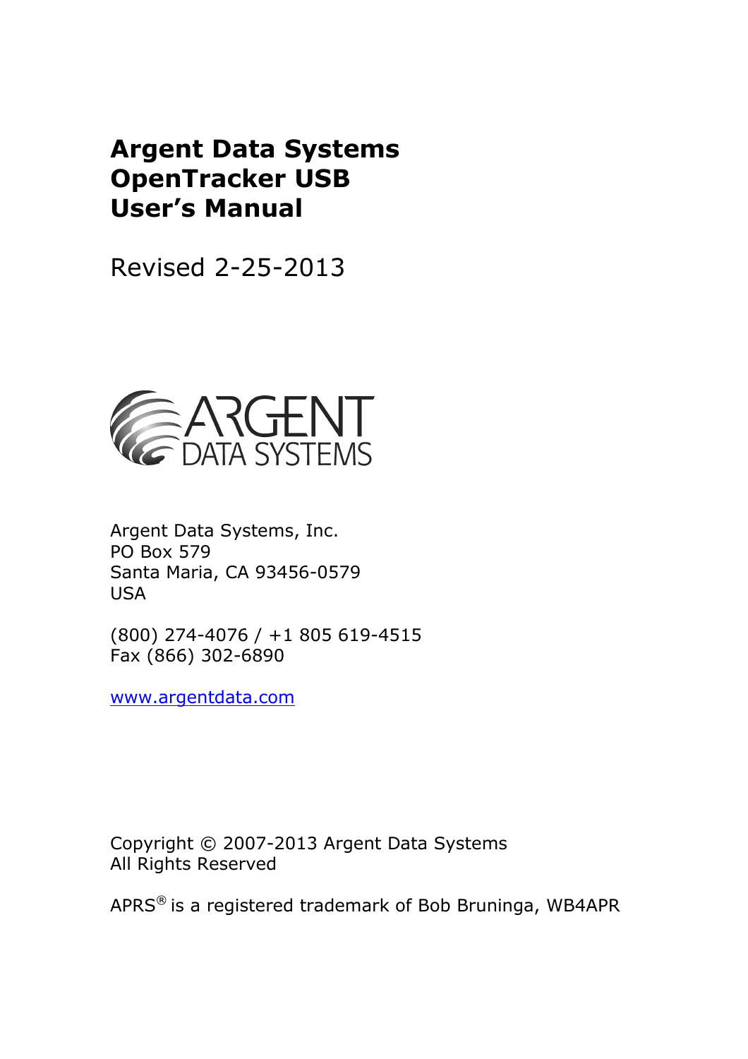# Argent Data Systems OpenTracker USB User's Manual

Revised 2-25-2013

Argent Data Systems, Inc.
PO Box 579
Santa Maria, CA 93456-0579
USA

(800) 274-4076 / +1 805 619-4515
Fax (866) 302-6890

www.argentdata.com

Copyright © 2007-2013 Argent Data Systems
All Rights Reserved

APRS® is a registered trademark of Bob Bruninga, WB4APR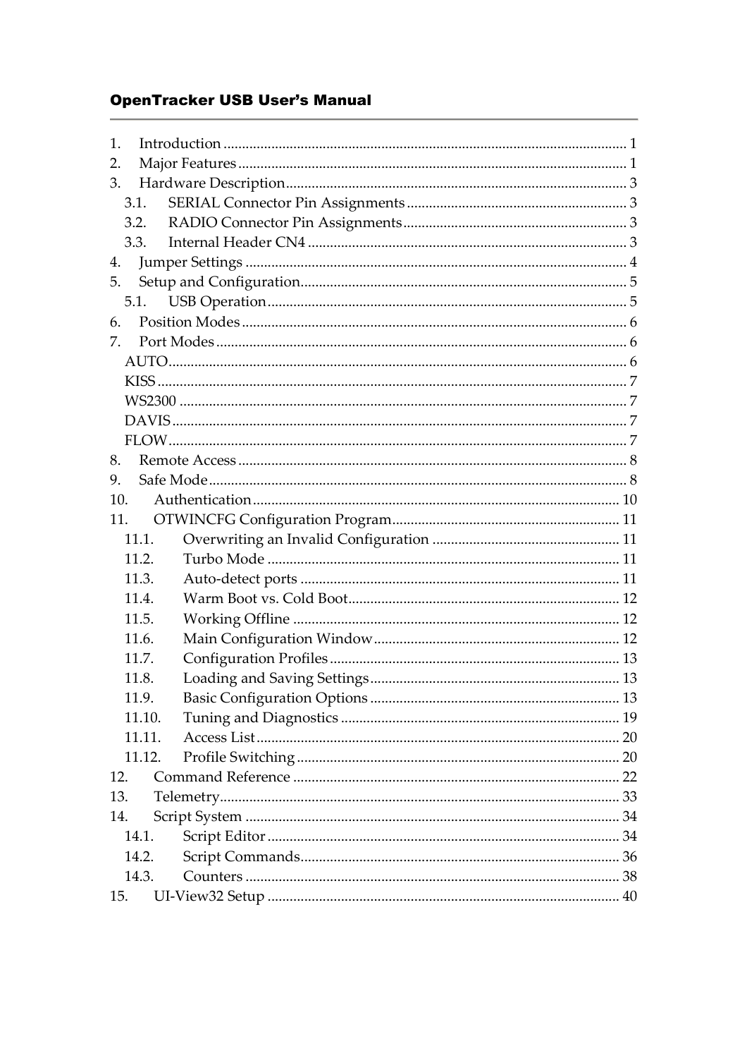1. Introduction ............................................................................................................. 1
2. Major Features ......................................................................................................... 1
3. Hardware Description ............................................................................................. 3
   3.1. SERIAL Connector Pin Assignments ............................................................ 3
   3.2. RADIO Connector Pin Assignments ............................................................. 3
   3.3. Internal Header CN4 ...................................................................................... 3
4. Jumper Settings ....................................................................................................... 4
5. Setup and Configuration ......................................................................................... 5
   5.1. USB Operation ................................................................................................. 5
6. Position Modes ......................................................................................................... 6
7. Port Modes ................................................................................................................ 6
   AUTO ............................................................................................................................ 6
   KISS ............................................................................................................................... 7
   WS2300 ......................................................................................................................... 7
   DAVIS ........................................................................................................................... 7
   FLOW ............................................................................................................................ 7
8. Remote Access .......................................................................................................... 8
9. Safe Mode .................................................................................................................. 8
10. Authentication ..................................................................................................... 10
11. OTWINCFG Configuration Program ................................................................. 11
    11.1. Overwriting an Invalid Configuration ................................................... 11
    11.2. Turbo Mode ................................................................................................ 11
    11.3. Auto-detect ports ....................................................................................... 11
    11.4. Warm Boot vs. Cold Boot .......................................................................... 12
    11.5. Working Offline ......................................................................................... 12
    11.6. Main Configuration Window ................................................................... 12
    11.7. Configuration Profiles ............................................................................... 13
    11.8. Loading and Saving Settings .................................................................... 13
    11.9. Basic Configuration Options .................................................................... 13
    11.10. Tuning and Diagnostics ............................................................................ 19
    11.11. Access List ................................................................................................... 20
    11.12. Profile Switching ........................................................................................ 20
12. Command Reference ............................................................................................ 22
13. Telemetry ............................................................................................................... 33
14. Script System ........................................................................................................ 34
    14.1. Script Editor ................................................................................................ 34
    14.2. Script Commands ....................................................................................... 36
    14.3. Counters ...................................................................................................... 38
15. UI-View32 Setup ................................................................................................... 40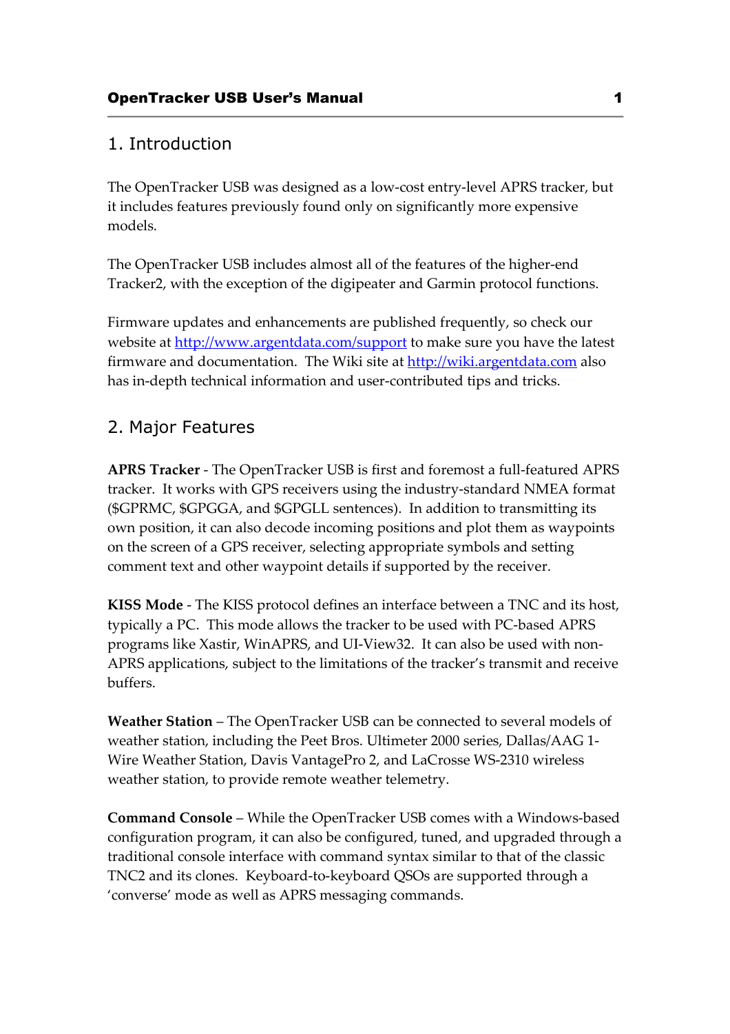## 1. Introduction

The OpenTracker USB was designed as a low-cost entry-level APRS tracker, but it includes features previously found only on significantly more expensive models.

The OpenTracker USB includes almost all of the features of the higher-end Tracker2, with the exception of the digipeater and Garmin protocol functions.

Firmware updates and enhancements are published frequently, so check our website at [http://www.argentdata.com/support](http://www.argentdata.com/support) to make sure you have the latest firmware and documentation. The Wiki site at [http://wiki.argentdata.com](http://wiki.argentdata.com) also has in-depth technical information and user-contributed tips and tricks.

## 2. Major Features

**APRS Tracker** - The OpenTracker USB is first and foremost a full-featured APRS tracker. It works with GPS receivers using the industry-standard NMEA format ($GPRMC, $GPGGA, and $GPGLL sentences). In addition to transmitting its own position, it can also decode incoming positions and plot them as waypoints on the screen of a GPS receiver, selecting appropriate symbols and setting comment text and other waypoint details if supported by the receiver.

**KISS Mode** - The KISS protocol defines an interface between a TNC and its host, typically a PC. This mode allows the tracker to be used with PC-based APRS programs like Xastir, WinAPRS, and UI-View32. It can also be used with non-APRS applications, subject to the limitations of the tracker's transmit and receive buffers.

**Weather Station** – The OpenTracker USB can be connected to several models of weather station, including the Peet Bros. Ultimeter 2000 series, Dallas/AAG 1-Wire Weather Station, Davis VantagePro 2, and LaCrosse WS-2310 wireless weather station, to provide remote weather telemetry.

**Command Console** – While the OpenTracker USB comes with a Windows-based configuration program, it can also be configured, tuned, and upgraded through a traditional console interface with command syntax similar to that of the classic TNC2 and its clones. Keyboard-to-keyboard QSOs are supported through a 'converse' mode as well as APRS messaging commands.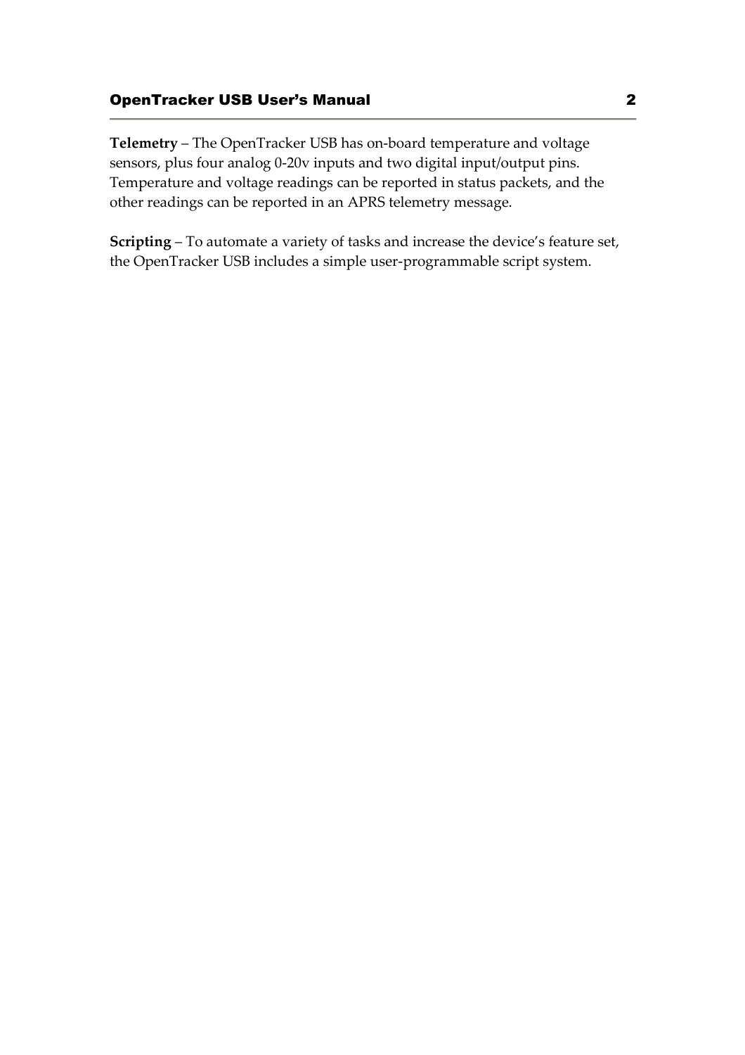**Telemetry** – The OpenTracker USB has on-board temperature and voltage sensors, plus four analog 0-20v inputs and two digital input/output pins. Temperature and voltage readings can be reported in status packets, and the other readings can be reported in an APRS telemetry message.

**Scripting** – To automate a variety of tasks and increase the device's feature set, the OpenTracker USB includes a simple user-programmable script system.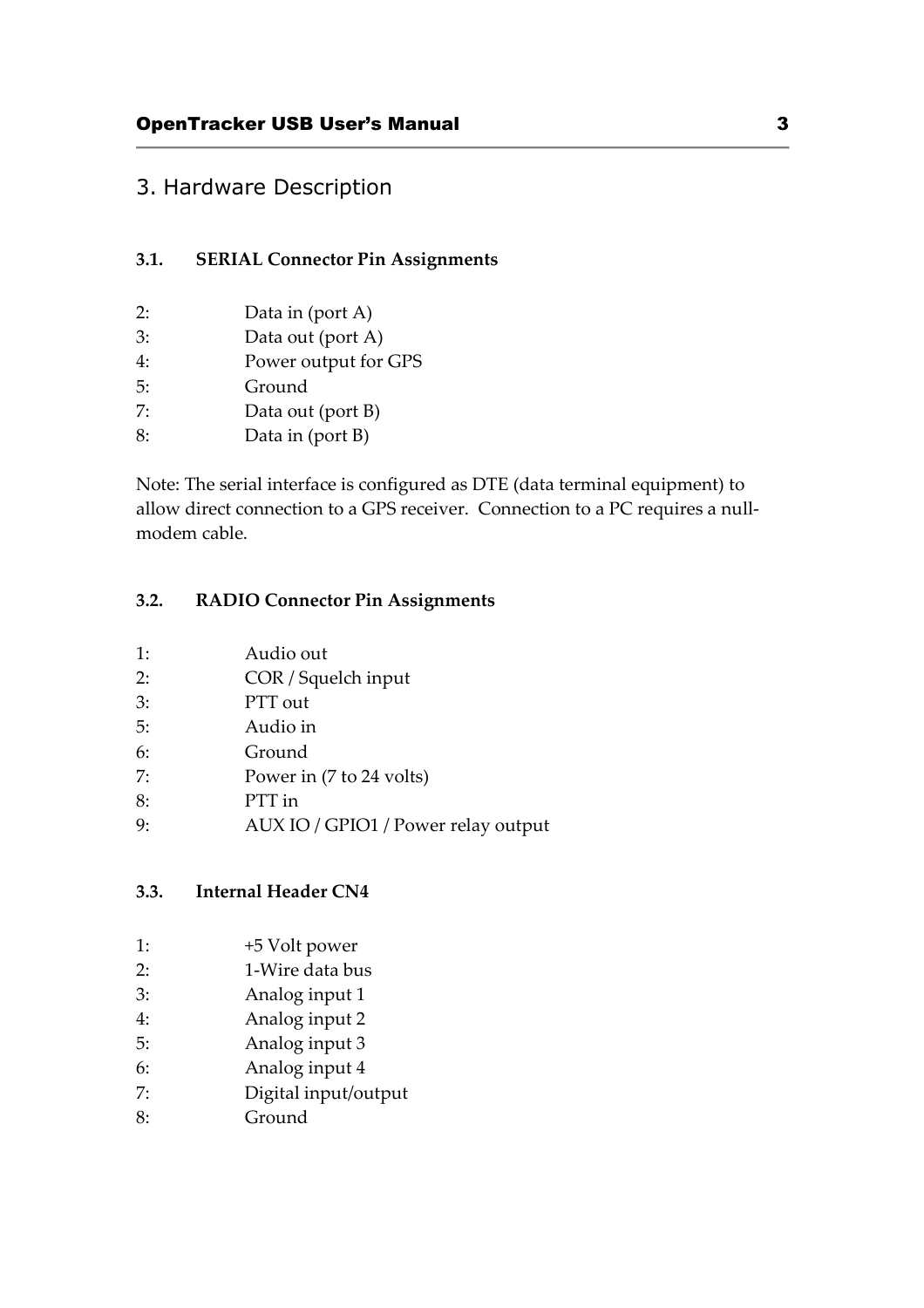# 3. Hardware Description

### 3.1. SERIAL Connector Pin Assignments

2: Data in (port A)
3: Data out (port A)
4: Power output for GPS
5: Ground
7: Data out (port B)
8: Data in (port B)

Note: The serial interface is configured as DTE (data terminal equipment) to allow direct connection to a GPS receiver. Connection to a PC requires a null-modem cable.

### 3.2. RADIO Connector Pin Assignments

1: Audio out
2: COR / Squelch input
3: PTT out
5: Audio in
6: Ground
7: Power in (7 to 24 volts)
8: PTT in
9: AUX IO / GPIO1 / Power relay output

### 3.3. Internal Header CN4

1: +5 Volt power
2: 1-Wire data bus
3: Analog input 1
4: Analog input 2
5: Analog input 3
6: Analog input 4
7: Digital input/output
8: Ground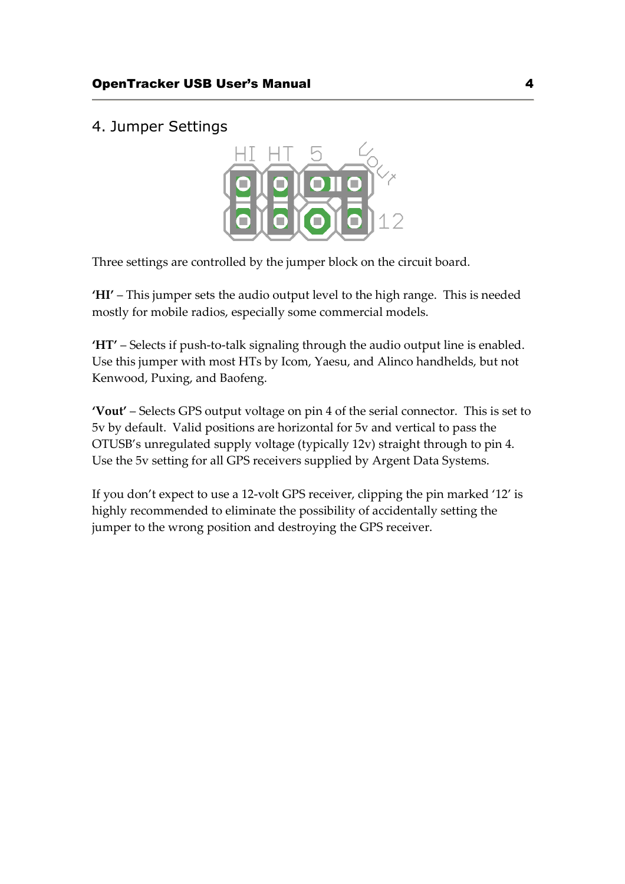## 4. Jumper Settings

Three settings are controlled by the jumper block on the circuit board.

**'HI'** – This jumper sets the audio output level to the high range. This is needed mostly for mobile radios, especially some commercial models.

**'HT'** – Selects if push-to-talk signaling through the audio output line is enabled. Use this jumper with most HTs by Icom, Yaesu, and Alinco handhelds, but not Kenwood, Puxing, and Baofeng.

**'Vout'** – Selects GPS output voltage on pin 4 of the serial connector. This is set to 5v by default. Valid positions are horizontal for 5v and vertical to pass the OTUSB's unregulated supply voltage (typically 12v) straight through to pin 4. Use the 5v setting for all GPS receivers supplied by Argent Data Systems.

If you don't expect to use a 12-volt GPS receiver, clipping the pin marked '12' is highly recommended to eliminate the possibility of accidentally setting the jumper to the wrong position and destroying the GPS receiver.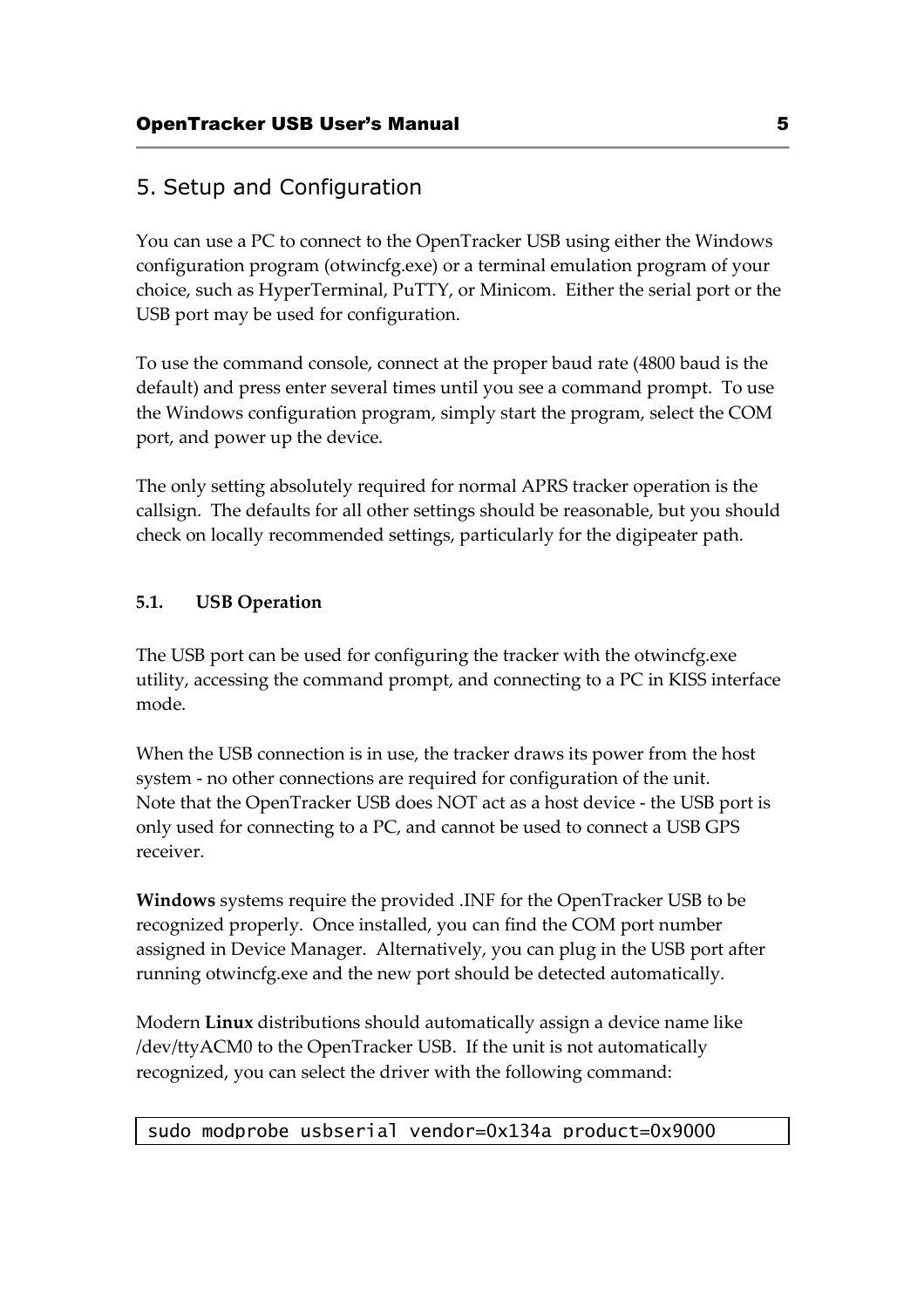## 5. Setup and Configuration

You can use a PC to connect to the OpenTracker USB using either the Windows configuration program (otwincfg.exe) or a terminal emulation program of your choice, such as HyperTerminal, PuTTY, or Minicom. Either the serial port or the USB port may be used for configuration.

To use the command console, connect at the proper baud rate (4800 baud is the default) and press enter several times until you see a command prompt. To use the Windows configuration program, simply start the program, select the COM port, and power up the device.

The only setting absolutely required for normal APRS tracker operation is the callsign. The defaults for all other settings should be reasonable, but you should check on locally recommended settings, particularly for the digipeater path.

### 5.1. USB Operation

The USB port can be used for configuring the tracker with the otwincfg.exe utility, accessing the command prompt, and connecting to a PC in KISS interface mode.

When the USB connection is in use, the tracker draws its power from the host system - no other connections are required for configuration of the unit.
Note that the OpenTracker USB does NOT act as a host device - the USB port is only used for connecting to a PC, and cannot be used to connect a USB GPS receiver.

**Windows** systems require the provided .INF for the OpenTracker USB to be recognized properly. Once installed, you can find the COM port number assigned in Device Manager. Alternatively, you can plug in the USB port after running otwincfg.exe and the new port should be detected automatically.

Modern **Linux** distributions should automatically assign a device name like /dev/ttyACM0 to the OpenTracker USB. If the unit is not automatically recognized, you can select the driver with the following command:

```
sudo modprobe usbserial vendor=0x134a product=0x9000
```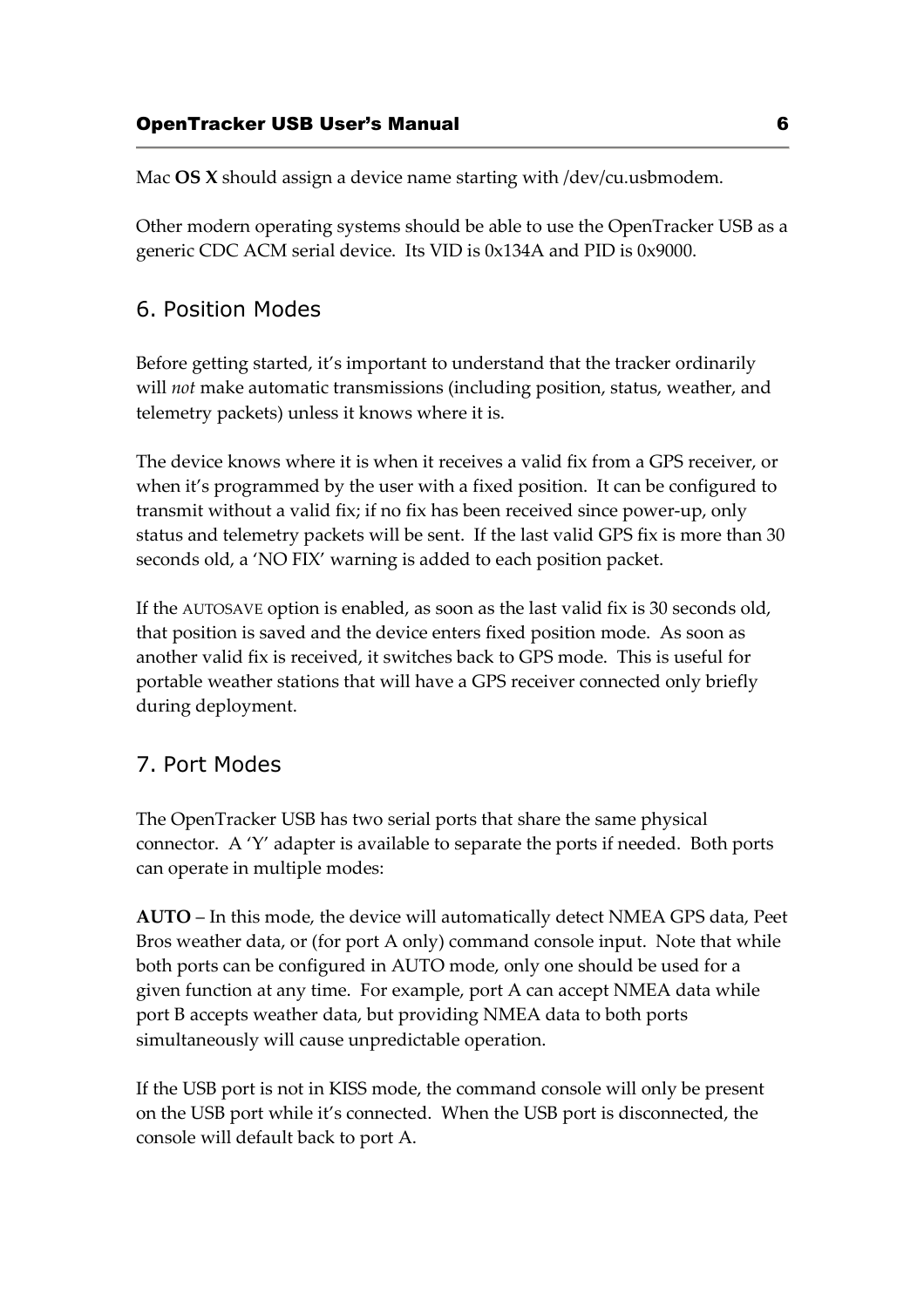Mac **OS X** should assign a device name starting with /dev/cu.usbmodem.

Other modern operating systems should be able to use the OpenTracker USB as a generic CDC ACM serial device. Its VID is 0x134A and PID is 0x9000.

## 6. Position Modes

Before getting started, it's important to understand that the tracker ordinarily will *not* make automatic transmissions (including position, status, weather, and telemetry packets) unless it knows where it is.

The device knows where it is when it receives a valid fix from a GPS receiver, or when it's programmed by the user with a fixed position. It can be configured to transmit without a valid fix; if no fix has been received since power-up, only status and telemetry packets will be sent. If the last valid GPS fix is more than 30 seconds old, a 'NO FIX' warning is added to each position packet.

If the AUTOSAVE option is enabled, as soon as the last valid fix is 30 seconds old, that position is saved and the device enters fixed position mode. As soon as another valid fix is received, it switches back to GPS mode. This is useful for portable weather stations that will have a GPS receiver connected only briefly during deployment.

## 7. Port Modes

The OpenTracker USB has two serial ports that share the same physical connector. A 'Y' adapter is available to separate the ports if needed. Both ports can operate in multiple modes:

**AUTO** – In this mode, the device will automatically detect NMEA GPS data, Peet Bros weather data, or (for port A only) command console input. Note that while both ports can be configured in AUTO mode, only one should be used for a given function at any time. For example, port A can accept NMEA data while port B accepts weather data, but providing NMEA data to both ports simultaneously will cause unpredictable operation.

If the USB port is not in KISS mode, the command console will only be present on the USB port while it's connected. When the USB port is disconnected, the console will default back to port A.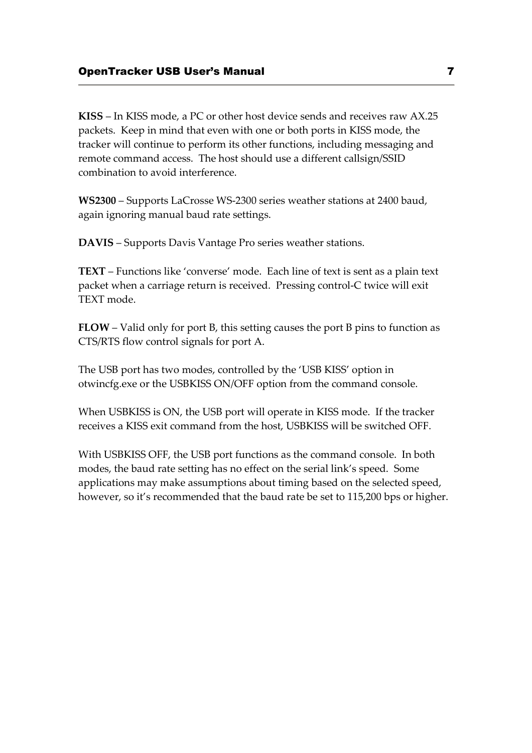**KISS** – In KISS mode, a PC or other host device sends and receives raw AX.25 packets. Keep in mind that even with one or both ports in KISS mode, the tracker will continue to perform its other functions, including messaging and remote command access. The host should use a different callsign/SSID combination to avoid interference.

**WS2300** – Supports LaCrosse WS-2300 series weather stations at 2400 baud, again ignoring manual baud rate settings.

**DAVIS** – Supports Davis Vantage Pro series weather stations.

**TEXT** – Functions like 'converse' mode. Each line of text is sent as a plain text packet when a carriage return is received. Pressing control-C twice will exit TEXT mode.

**FLOW** – Valid only for port B, this setting causes the port B pins to function as CTS/RTS flow control signals for port A.

The USB port has two modes, controlled by the 'USB KISS' option in otwincfg.exe or the USBKISS ON/OFF option from the command console.

When USBKISS is ON, the USB port will operate in KISS mode. If the tracker receives a KISS exit command from the host, USBKISS will be switched OFF.

With USBKISS OFF, the USB port functions as the command console. In both modes, the baud rate setting has no effect on the serial link's speed. Some applications may make assumptions about timing based on the selected speed, however, so it's recommended that the baud rate be set to 115,200 bps or higher.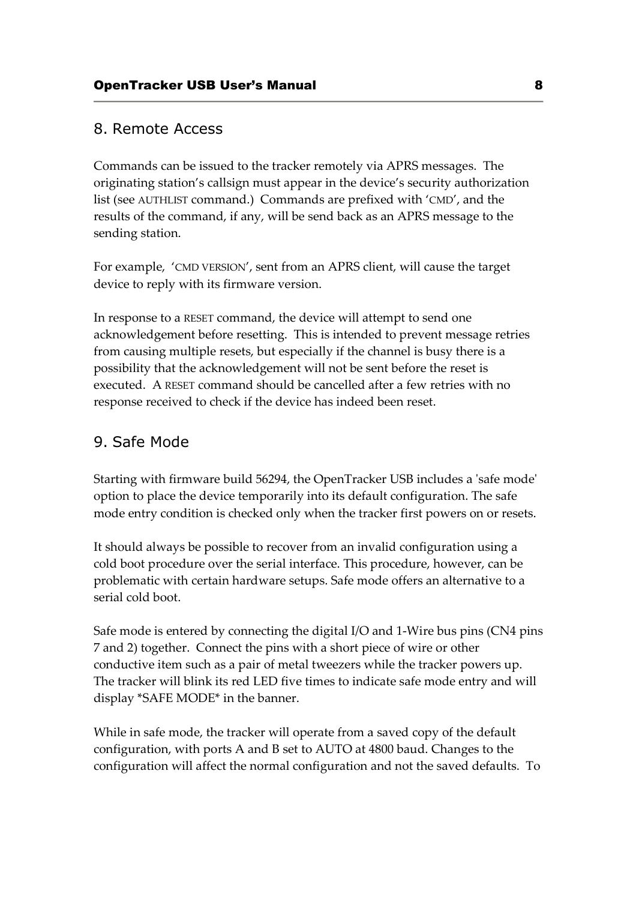## 8. Remote Access

Commands can be issued to the tracker remotely via APRS messages. The originating station's callsign must appear in the device's security authorization list (see AUTHLIST command.) Commands are prefixed with 'CMD', and the results of the command, if any, will be send back as an APRS message to the sending station.

For example, 'CMD VERSION', sent from an APRS client, will cause the target device to reply with its firmware version.

In response to a RESET command, the device will attempt to send one acknowledgement before resetting. This is intended to prevent message retries from causing multiple resets, but especially if the channel is busy there is a possibility that the acknowledgement will not be sent before the reset is executed. A RESET command should be cancelled after a few retries with no response received to check if the device has indeed been reset.

## 9. Safe Mode

Starting with firmware build 56294, the OpenTracker USB includes a 'safe mode' option to place the device temporarily into its default configuration. The safe mode entry condition is checked only when the tracker first powers on or resets.

It should always be possible to recover from an invalid configuration using a cold boot procedure over the serial interface. This procedure, however, can be problematic with certain hardware setups. Safe mode offers an alternative to a serial cold boot.

Safe mode is entered by connecting the digital I/O and 1-Wire bus pins (CN4 pins 7 and 2) together. Connect the pins with a short piece of wire or other conductive item such as a pair of metal tweezers while the tracker powers up. The tracker will blink its red LED five times to indicate safe mode entry and will display *SAFE MODE* in the banner.

While in safe mode, the tracker will operate from a saved copy of the default configuration, with ports A and B set to AUTO at 4800 baud. Changes to the configuration will affect the normal configuration and not the saved defaults. To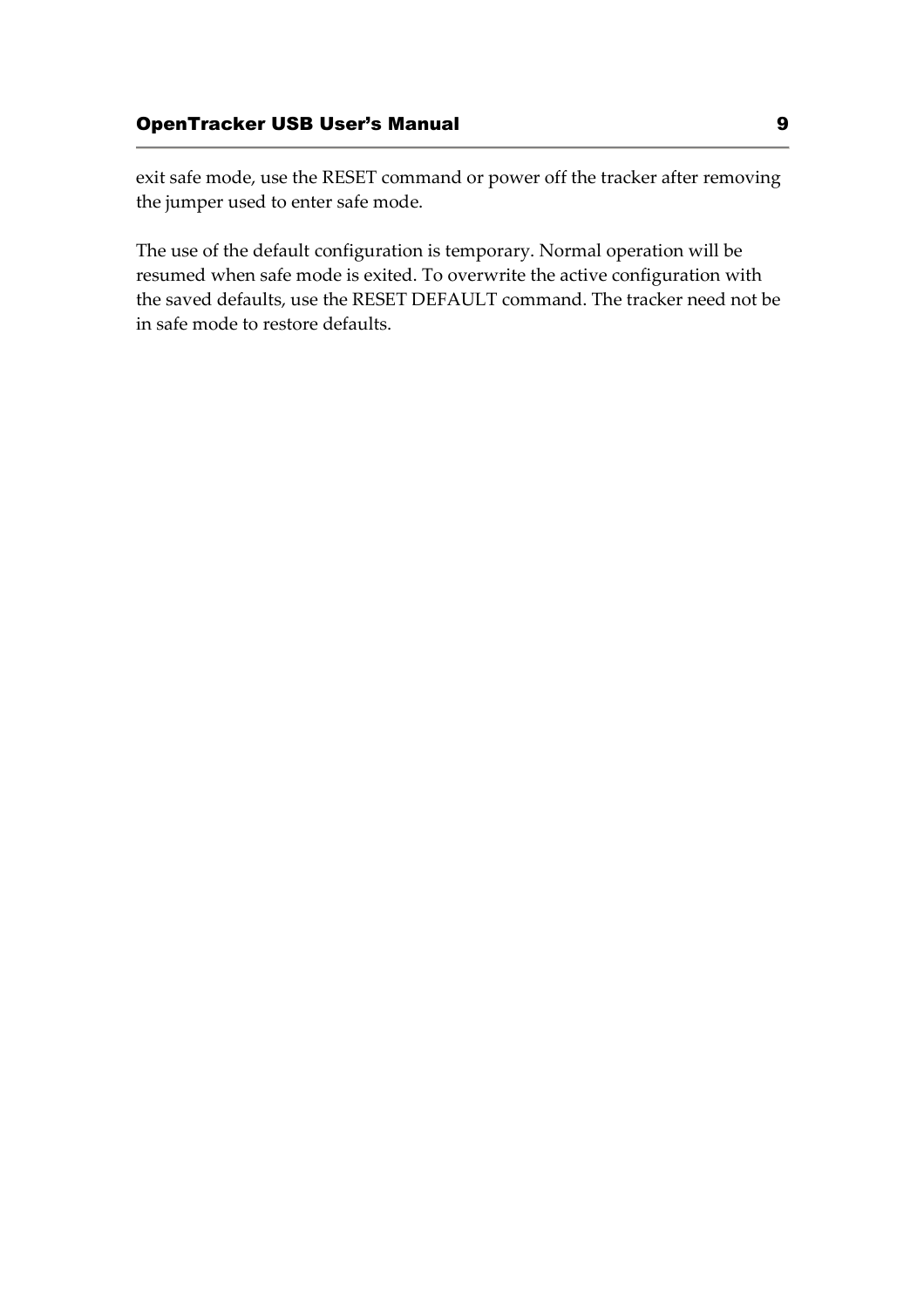exit safe mode, use the RESET command or power off the tracker after removing the jumper used to enter safe mode.

The use of the default configuration is temporary. Normal operation will be resumed when safe mode is exited. To overwrite the active configuration with the saved defaults, use the RESET DEFAULT command. The tracker need not be in safe mode to restore defaults.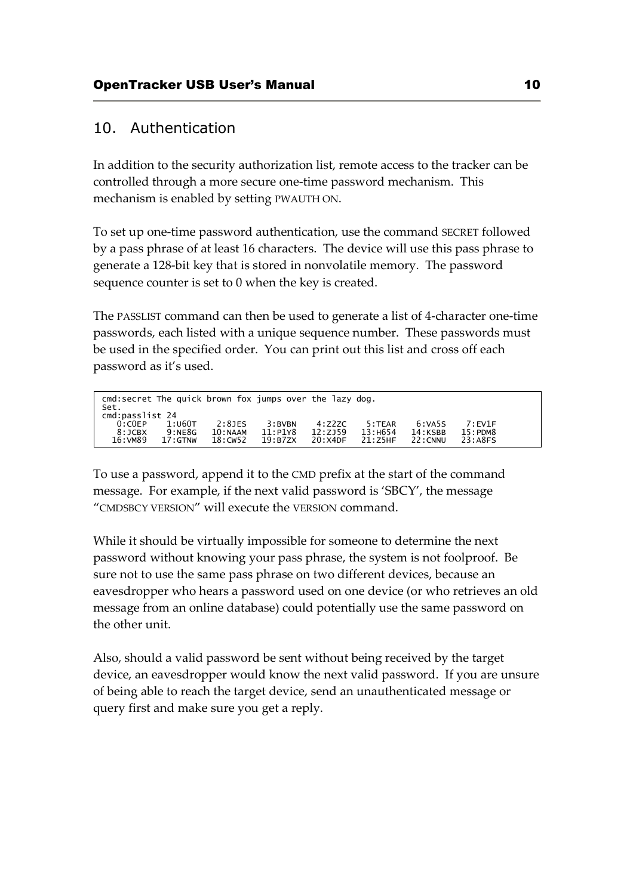## 10. Authentication

In addition to the security authorization list, remote access to the tracker can be controlled through a more secure one-time password mechanism. This mechanism is enabled by setting PWAUTH ON.

To set up one-time password authentication, use the command SECRET followed by a pass phrase of at least 16 characters. The device will use this pass phrase to generate a 128-bit key that is stored in nonvolatile memory. The password sequence counter is set to 0 when the key is created.

The PASSLIST command can then be used to generate a list of 4-character one-time passwords, each listed with a unique sequence number. These passwords must be used in the specified order. You can print out this list and cross off each password as it's used.

```
cmd:secret The quick brown fox jumps over the lazy dog.
Set.
cmd:passlist 24
   0:C0EP    1:U60T    2:8JES    3:BVBN    4:Z2ZC    5:TEAR    6:VA5S    7:EV1F
   8:JCBX    9:NE8G   10:NAAM   11:P1Y8   12:ZJ59   13:H654   14:KSBB   15:PDM8
  16:VM89   17:GTNW   18:CW52   19:B7ZX   20:X4DF   21:Z5HF   22:CNNU   23:A8FS
```

To use a password, append it to the CMD prefix at the start of the command message. For example, if the next valid password is 'SBCY', the message "CMDSBCY VERSION" will execute the VERSION command.

While it should be virtually impossible for someone to determine the next password without knowing your pass phrase, the system is not foolproof. Be sure not to use the same pass phrase on two different devices, because an eavesdropper who hears a password used on one device (or who retrieves an old message from an online database) could potentially use the same password on the other unit.

Also, should a valid password be sent without being received by the target device, an eavesdropper would know the next valid password. If you are unsure of being able to reach the target device, send an unauthenticated message or query first and make sure you get a reply.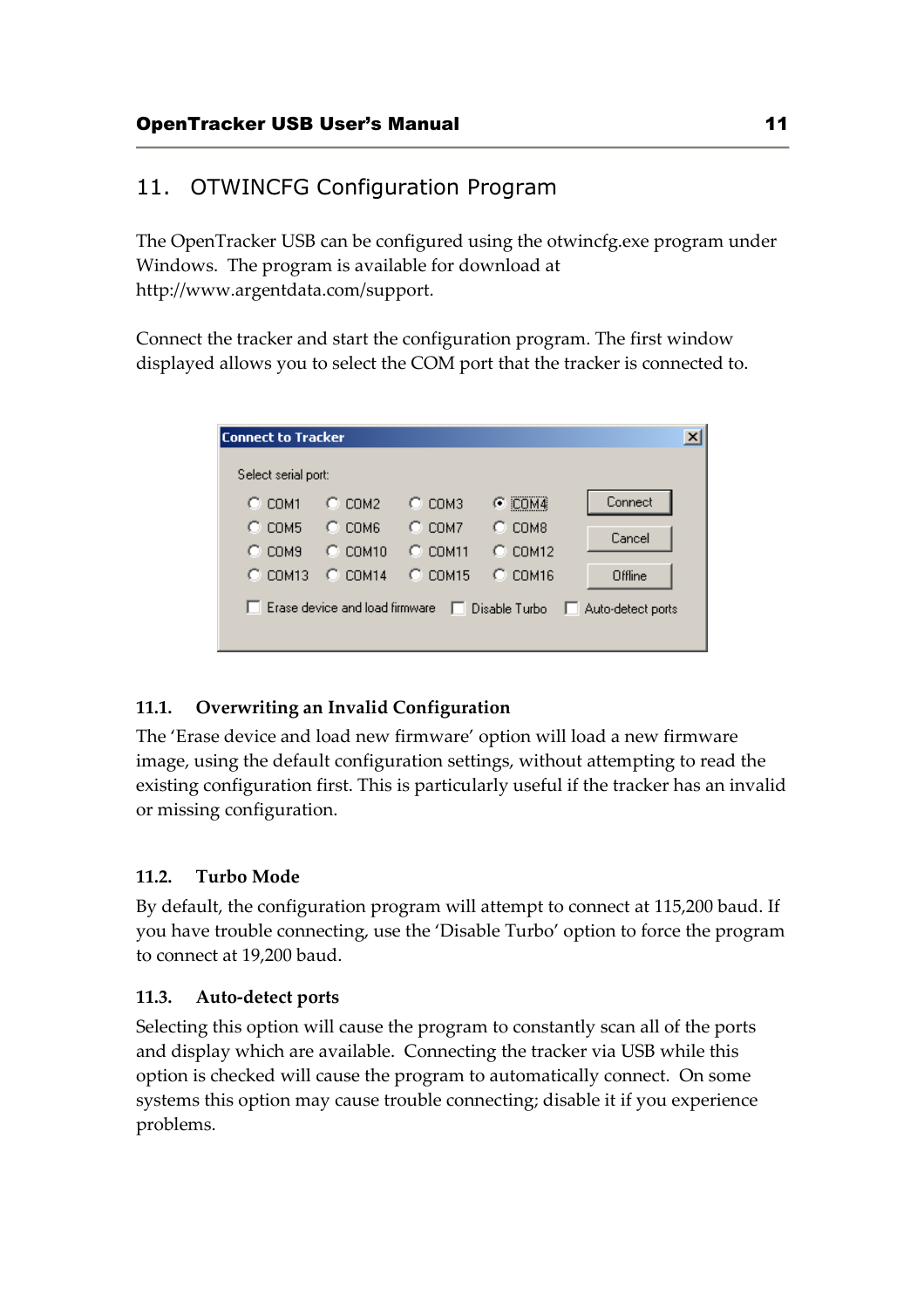## 11. OTWINCFG Configuration Program

The OpenTracker USB can be configured using the otwincfg.exe program under Windows. The program is available for download at http://www.argentdata.com/support.

Connect the tracker and start the configuration program. The first window displayed allows you to select the COM port that the tracker is connected to.

### 11.1. Overwriting an Invalid Configuration

The 'Erase device and load new firmware' option will load a new firmware image, using the default configuration settings, without attempting to read the existing configuration first. This is particularly useful if the tracker has an invalid or missing configuration.

### 11.2. Turbo Mode

By default, the configuration program will attempt to connect at 115,200 baud. If you have trouble connecting, use the 'Disable Turbo' option to force the program to connect at 19,200 baud.

### 11.3. Auto-detect ports

Selecting this option will cause the program to constantly scan all of the ports and display which are available. Connecting the tracker via USB while this option is checked will cause the program to automatically connect. On some systems this option may cause trouble connecting; disable it if you experience problems.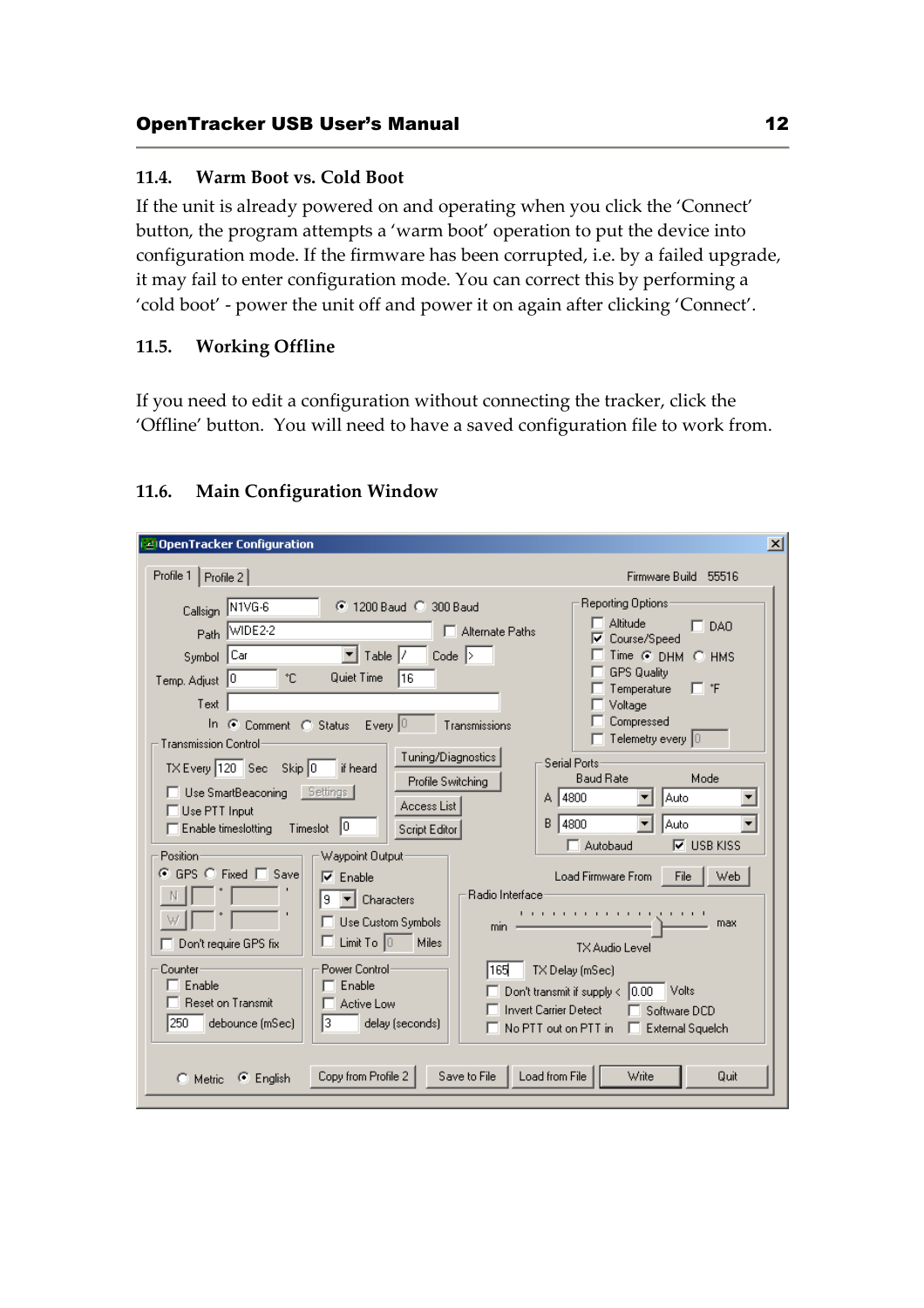### 11.4. Warm Boot vs. Cold Boot

If the unit is already powered on and operating when you click the 'Connect' button, the program attempts a 'warm boot' operation to put the device into configuration mode. If the firmware has been corrupted, i.e. by a failed upgrade, it may fail to enter configuration mode. You can correct this by performing a 'cold boot' - power the unit off and power it on again after clicking 'Connect'.

### 11.5. Working Offline

If you need to edit a configuration without connecting the tracker, click the 'Offline' button. You will need to have a saved configuration file to work from.

### 11.6. Main Configuration Window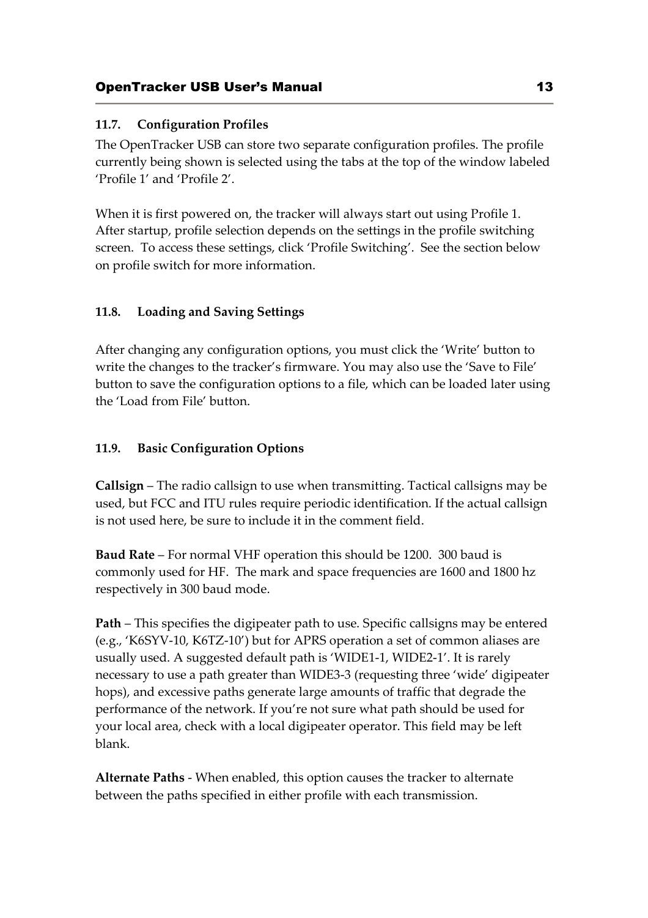### 11.7. Configuration Profiles

The OpenTracker USB can store two separate configuration profiles. The profile currently being shown is selected using the tabs at the top of the window labeled 'Profile 1' and 'Profile 2'.

When it is first powered on, the tracker will always start out using Profile 1. After startup, profile selection depends on the settings in the profile switching screen. To access these settings, click 'Profile Switching'. See the section below on profile switch for more information.

### 11.8. Loading and Saving Settings

After changing any configuration options, you must click the 'Write' button to write the changes to the tracker's firmware. You may also use the 'Save to File' button to save the configuration options to a file, which can be loaded later using the 'Load from File' button.

### 11.9. Basic Configuration Options

**Callsign** – The radio callsign to use when transmitting. Tactical callsigns may be used, but FCC and ITU rules require periodic identification. If the actual callsign is not used here, be sure to include it in the comment field.

**Baud Rate** – For normal VHF operation this should be 1200. 300 baud is commonly used for HF. The mark and space frequencies are 1600 and 1800 hz respectively in 300 baud mode.

**Path** – This specifies the digipeater path to use. Specific callsigns may be entered (e.g., 'K6SYV-10, K6TZ-10') but for APRS operation a set of common aliases are usually used. A suggested default path is 'WIDE1-1, WIDE2-1'. It is rarely necessary to use a path greater than WIDE3-3 (requesting three 'wide' digipeater hops), and excessive paths generate large amounts of traffic that degrade the performance of the network. If you're not sure what path should be used for your local area, check with a local digipeater operator. This field may be left blank.

**Alternate Paths** - When enabled, this option causes the tracker to alternate between the paths specified in either profile with each transmission.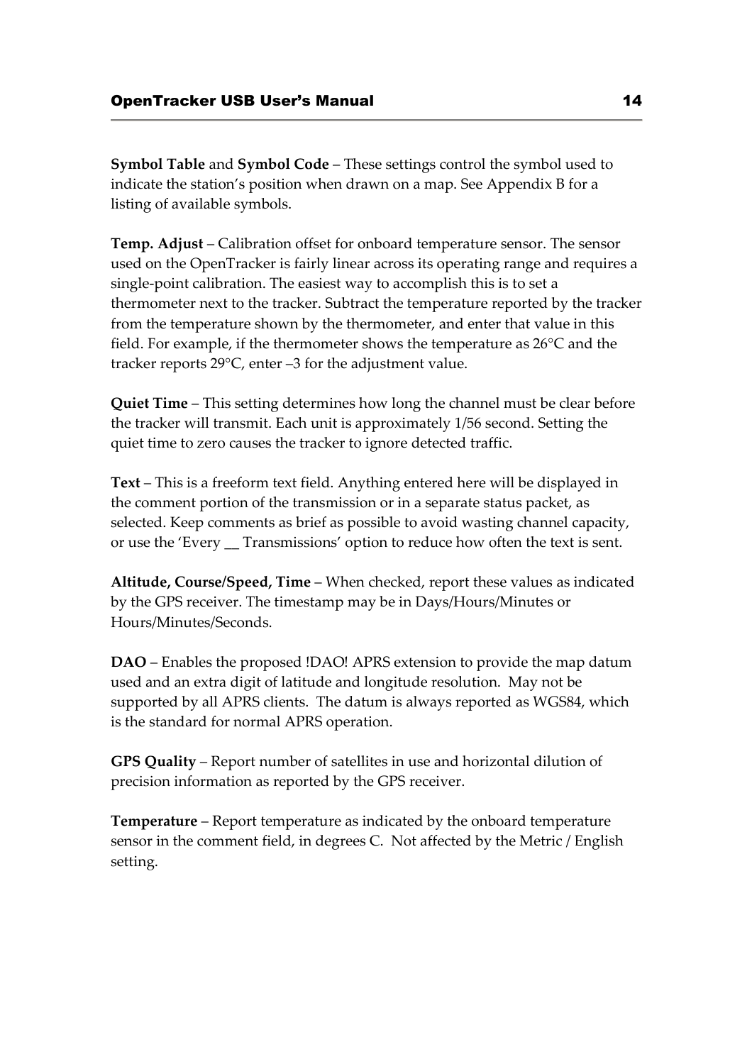**Symbol Table** and **Symbol Code** – These settings control the symbol used to indicate the station's position when drawn on a map. See Appendix B for a listing of available symbols.

**Temp. Adjust** – Calibration offset for onboard temperature sensor. The sensor used on the OpenTracker is fairly linear across its operating range and requires a single-point calibration. The easiest way to accomplish this is to set a thermometer next to the tracker. Subtract the temperature reported by the tracker from the temperature shown by the thermometer, and enter that value in this field. For example, if the thermometer shows the temperature as 26°C and the tracker reports 29°C, enter –3 for the adjustment value.

**Quiet Time** – This setting determines how long the channel must be clear before the tracker will transmit. Each unit is approximately 1/56 second. Setting the quiet time to zero causes the tracker to ignore detected traffic.

**Text** – This is a freeform text field. Anything entered here will be displayed in the comment portion of the transmission or in a separate status packet, as selected. Keep comments as brief as possible to avoid wasting channel capacity, or use the 'Every __ Transmissions' option to reduce how often the text is sent.

**Altitude, Course/Speed, Time** – When checked, report these values as indicated by the GPS receiver. The timestamp may be in Days/Hours/Minutes or Hours/Minutes/Seconds.

**DAO** – Enables the proposed !DAO! APRS extension to provide the map datum used and an extra digit of latitude and longitude resolution. May not be supported by all APRS clients. The datum is always reported as WGS84, which is the standard for normal APRS operation.

**GPS Quality** – Report number of satellites in use and horizontal dilution of precision information as reported by the GPS receiver.

**Temperature** – Report temperature as indicated by the onboard temperature sensor in the comment field, in degrees C. Not affected by the Metric / English setting.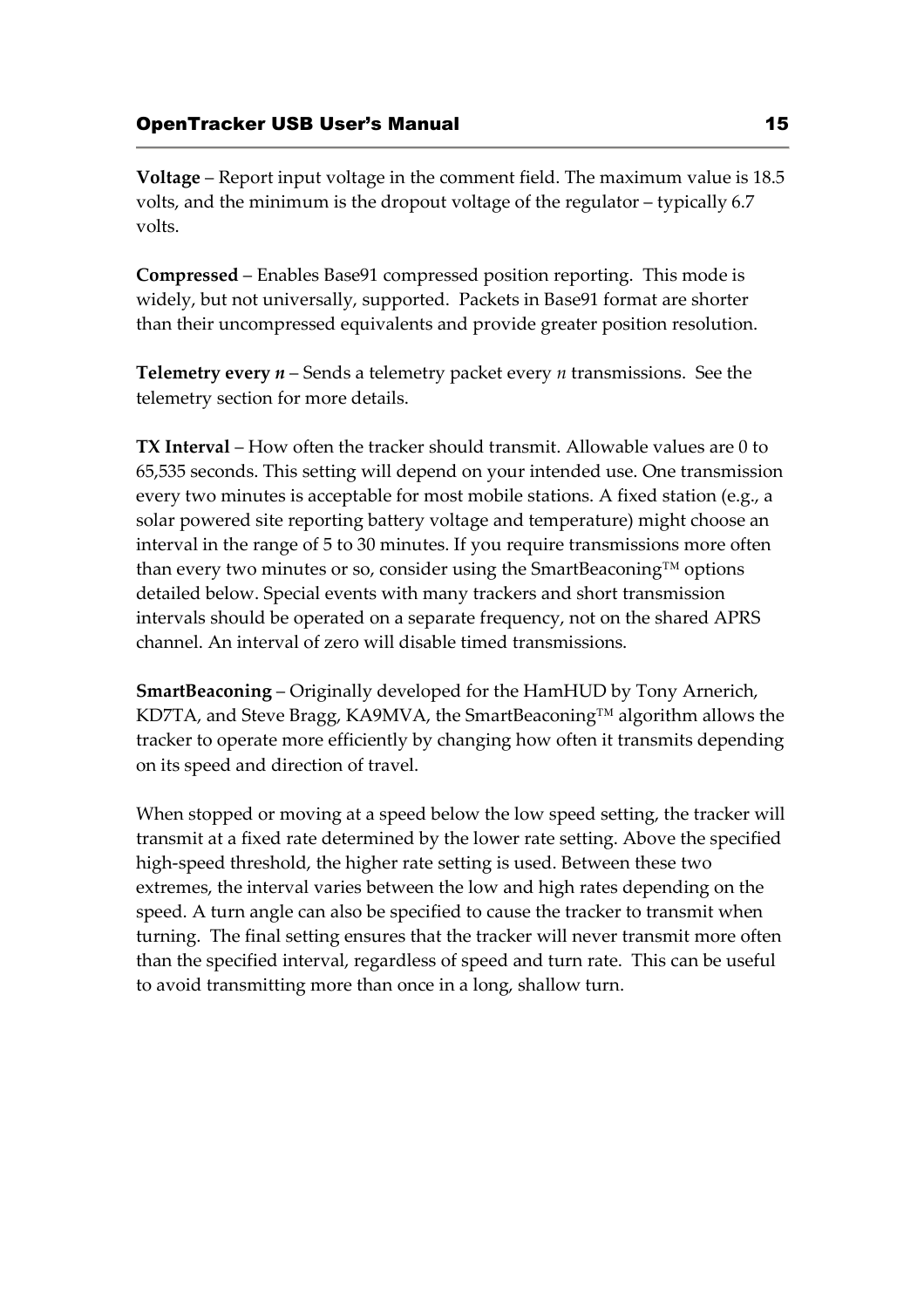**Voltage** – Report input voltage in the comment field. The maximum value is 18.5 volts, and the minimum is the dropout voltage of the regulator – typically 6.7 volts.

**Compressed** – Enables Base91 compressed position reporting. This mode is widely, but not universally, supported. Packets in Base91 format are shorter than their uncompressed equivalents and provide greater position resolution.

**Telemetry every *n*** – Sends a telemetry packet every *n* transmissions. See the telemetry section for more details.

**TX Interval** – How often the tracker should transmit. Allowable values are 0 to 65,535 seconds. This setting will depend on your intended use. One transmission every two minutes is acceptable for most mobile stations. A fixed station (e.g., a solar powered site reporting battery voltage and temperature) might choose an interval in the range of 5 to 30 minutes. If you require transmissions more often than every two minutes or so, consider using the SmartBeaconing™ options detailed below. Special events with many trackers and short transmission intervals should be operated on a separate frequency, not on the shared APRS channel. An interval of zero will disable timed transmissions.

**SmartBeaconing** – Originally developed for the HamHUD by Tony Arnerich, KD7TA, and Steve Bragg, KA9MVA, the SmartBeaconing™ algorithm allows the tracker to operate more efficiently by changing how often it transmits depending on its speed and direction of travel.

When stopped or moving at a speed below the low speed setting, the tracker will transmit at a fixed rate determined by the lower rate setting. Above the specified high-speed threshold, the higher rate setting is used. Between these two extremes, the interval varies between the low and high rates depending on the speed. A turn angle can also be specified to cause the tracker to transmit when turning. The final setting ensures that the tracker will never transmit more often than the specified interval, regardless of speed and turn rate. This can be useful to avoid transmitting more than once in a long, shallow turn.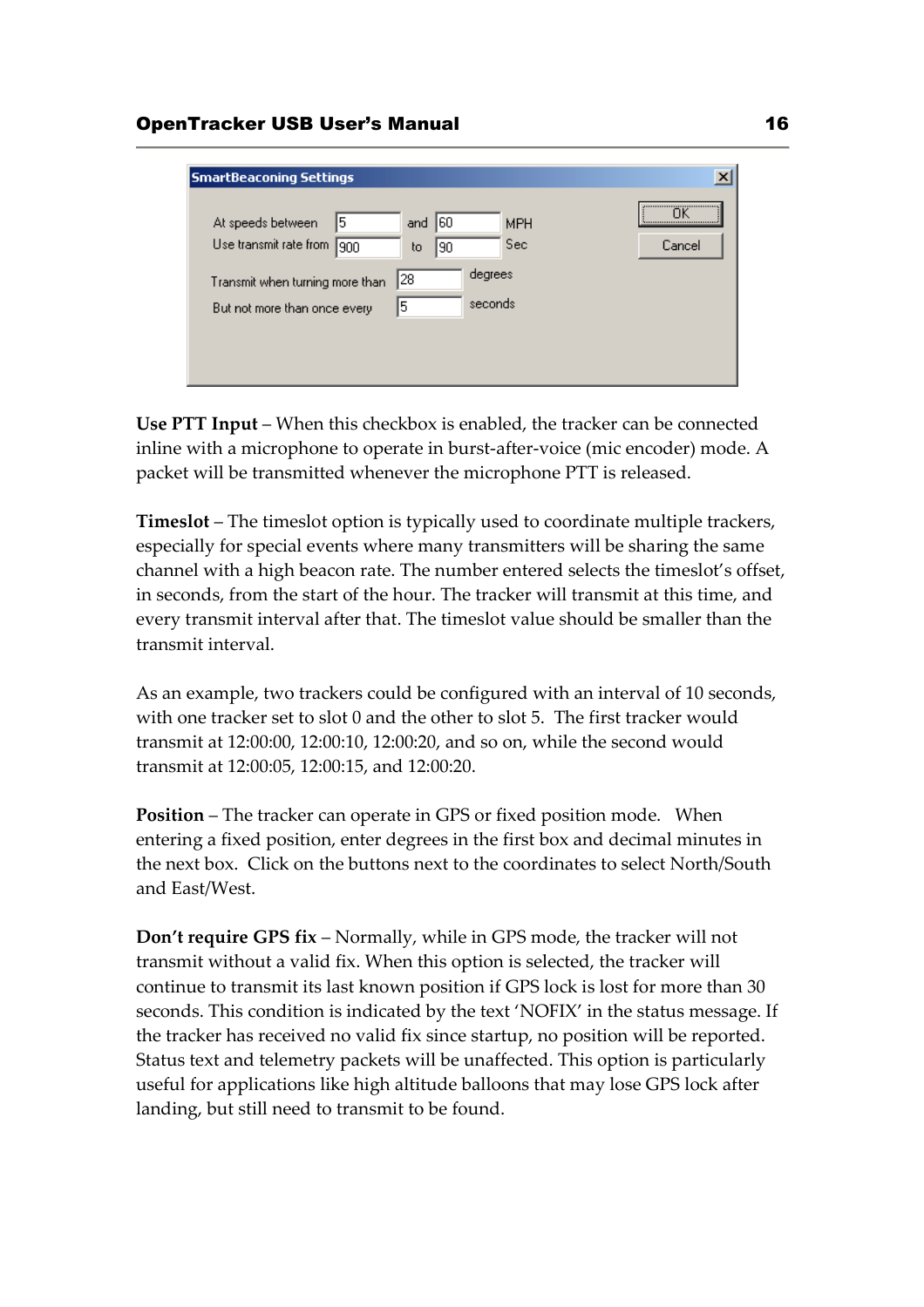**SmartBeaconing Settings**

| | | | | |
|---|---|---|---|---|
| At speeds between | 5 | and | 60 | MPH |
| Use transmit rate from | 900 | to | 90 | Sec |
| Transmit when turning more than | 28 | degrees | | |
| But not more than once every | 5 | seconds | | |

OK | Cancel

**Use PTT Input** – When this checkbox is enabled, the tracker can be connected inline with a microphone to operate in burst-after-voice (mic encoder) mode. A packet will be transmitted whenever the microphone PTT is released.

**Timeslot** – The timeslot option is typically used to coordinate multiple trackers, especially for special events where many transmitters will be sharing the same channel with a high beacon rate. The number entered selects the timeslot's offset, in seconds, from the start of the hour. The tracker will transmit at this time, and every transmit interval after that. The timeslot value should be smaller than the transmit interval.

As an example, two trackers could be configured with an interval of 10 seconds, with one tracker set to slot 0 and the other to slot 5. The first tracker would transmit at 12:00:00, 12:00:10, 12:00:20, and so on, while the second would transmit at 12:00:05, 12:00:15, and 12:00:20.

**Position** – The tracker can operate in GPS or fixed position mode. When entering a fixed position, enter degrees in the first box and decimal minutes in the next box. Click on the buttons next to the coordinates to select North/South and East/West.

**Don't require GPS fix** – Normally, while in GPS mode, the tracker will not transmit without a valid fix. When this option is selected, the tracker will continue to transmit its last known position if GPS lock is lost for more than 30 seconds. This condition is indicated by the text 'NOFIX' in the status message. If the tracker has received no valid fix since startup, no position will be reported. Status text and telemetry packets will be unaffected. This option is particularly useful for applications like high altitude balloons that may lose GPS lock after landing, but still need to transmit to be found.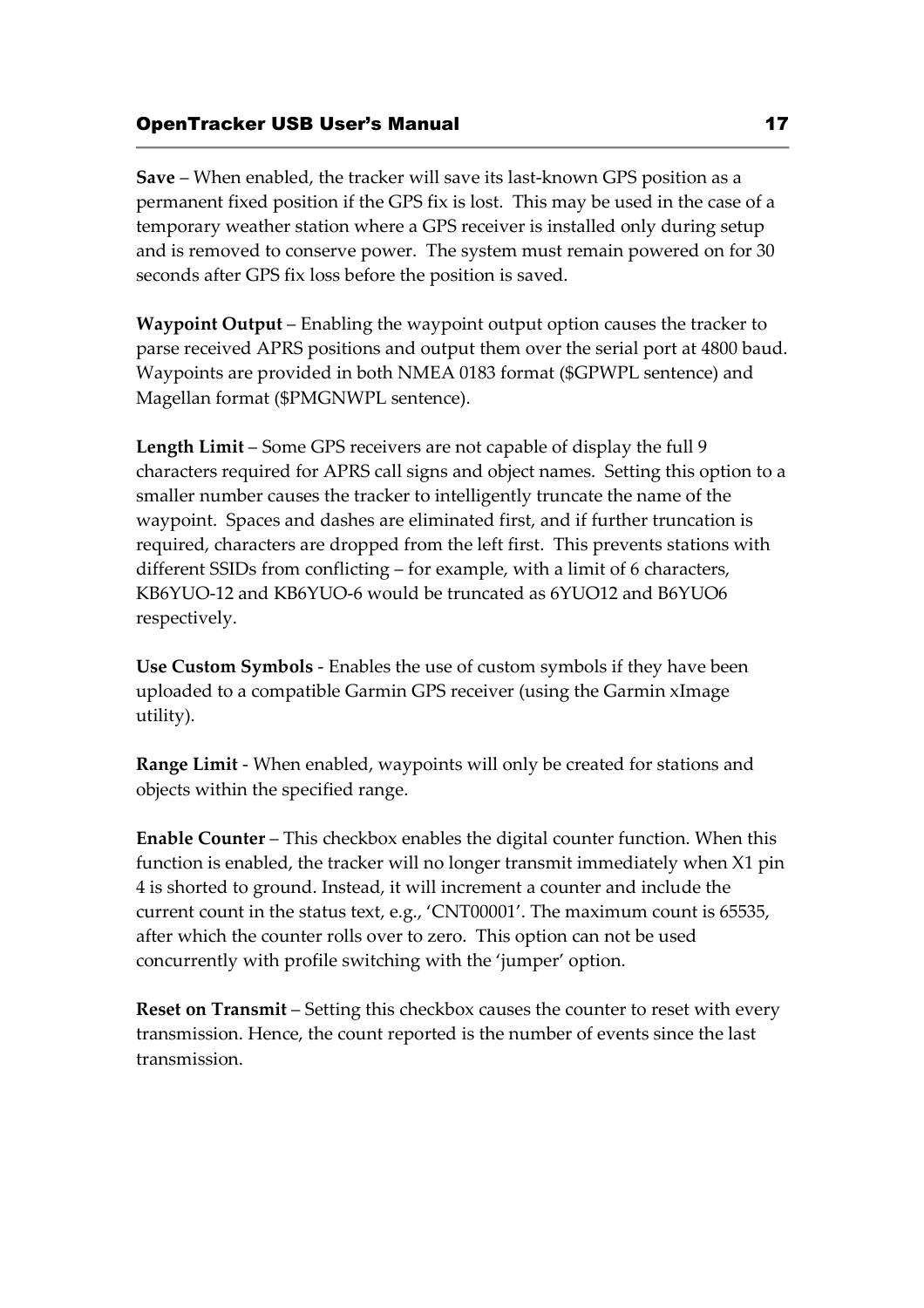**Save** – When enabled, the tracker will save its last-known GPS position as a permanent fixed position if the GPS fix is lost. This may be used in the case of a temporary weather station where a GPS receiver is installed only during setup and is removed to conserve power. The system must remain powered on for 30 seconds after GPS fix loss before the position is saved.

**Waypoint Output** – Enabling the waypoint output option causes the tracker to parse received APRS positions and output them over the serial port at 4800 baud. Waypoints are provided in both NMEA 0183 format ($GPWPL sentence) and Magellan format ($PMGNWPL sentence).

**Length Limit** – Some GPS receivers are not capable of display the full 9 characters required for APRS call signs and object names. Setting this option to a smaller number causes the tracker to intelligently truncate the name of the waypoint. Spaces and dashes are eliminated first, and if further truncation is required, characters are dropped from the left first. This prevents stations with different SSIDs from conflicting – for example, with a limit of 6 characters, KB6YUO-12 and KB6YUO-6 would be truncated as 6YUO12 and B6YUO6 respectively.

**Use Custom Symbols** - Enables the use of custom symbols if they have been uploaded to a compatible Garmin GPS receiver (using the Garmin xImage utility).

**Range Limit** - When enabled, waypoints will only be created for stations and objects within the specified range.

**Enable Counter** – This checkbox enables the digital counter function. When this function is enabled, the tracker will no longer transmit immediately when X1 pin 4 is shorted to ground. Instead, it will increment a counter and include the current count in the status text, e.g., 'CNT00001'. The maximum count is 65535, after which the counter rolls over to zero. This option can not be used concurrently with profile switching with the 'jumper' option.

**Reset on Transmit** – Setting this checkbox causes the counter to reset with every transmission. Hence, the count reported is the number of events since the last transmission.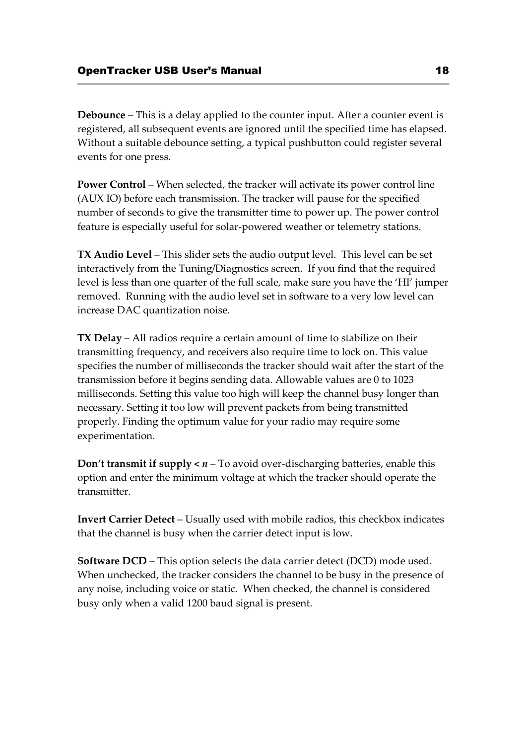**Debounce** – This is a delay applied to the counter input. After a counter event is registered, all subsequent events are ignored until the specified time has elapsed. Without a suitable debounce setting, a typical pushbutton could register several events for one press.

**Power Control** – When selected, the tracker will activate its power control line (AUX IO) before each transmission. The tracker will pause for the specified number of seconds to give the transmitter time to power up. The power control feature is especially useful for solar-powered weather or telemetry stations.

**TX Audio Level** – This slider sets the audio output level. This level can be set interactively from the Tuning/Diagnostics screen. If you find that the required level is less than one quarter of the full scale, make sure you have the 'HI' jumper removed. Running with the audio level set in software to a very low level can increase DAC quantization noise.

**TX Delay** – All radios require a certain amount of time to stabilize on their transmitting frequency, and receivers also require time to lock on. This value specifies the number of milliseconds the tracker should wait after the start of the transmission before it begins sending data. Allowable values are 0 to 1023 milliseconds. Setting this value too high will keep the channel busy longer than necessary. Setting it too low will prevent packets from being transmitted properly. Finding the optimum value for your radio may require some experimentation.

**Don't transmit if supply < *n*** – To avoid over-discharging batteries, enable this option and enter the minimum voltage at which the tracker should operate the transmitter.

**Invert Carrier Detect** – Usually used with mobile radios, this checkbox indicates that the channel is busy when the carrier detect input is low.

**Software DCD** – This option selects the data carrier detect (DCD) mode used. When unchecked, the tracker considers the channel to be busy in the presence of any noise, including voice or static. When checked, the channel is considered busy only when a valid 1200 baud signal is present.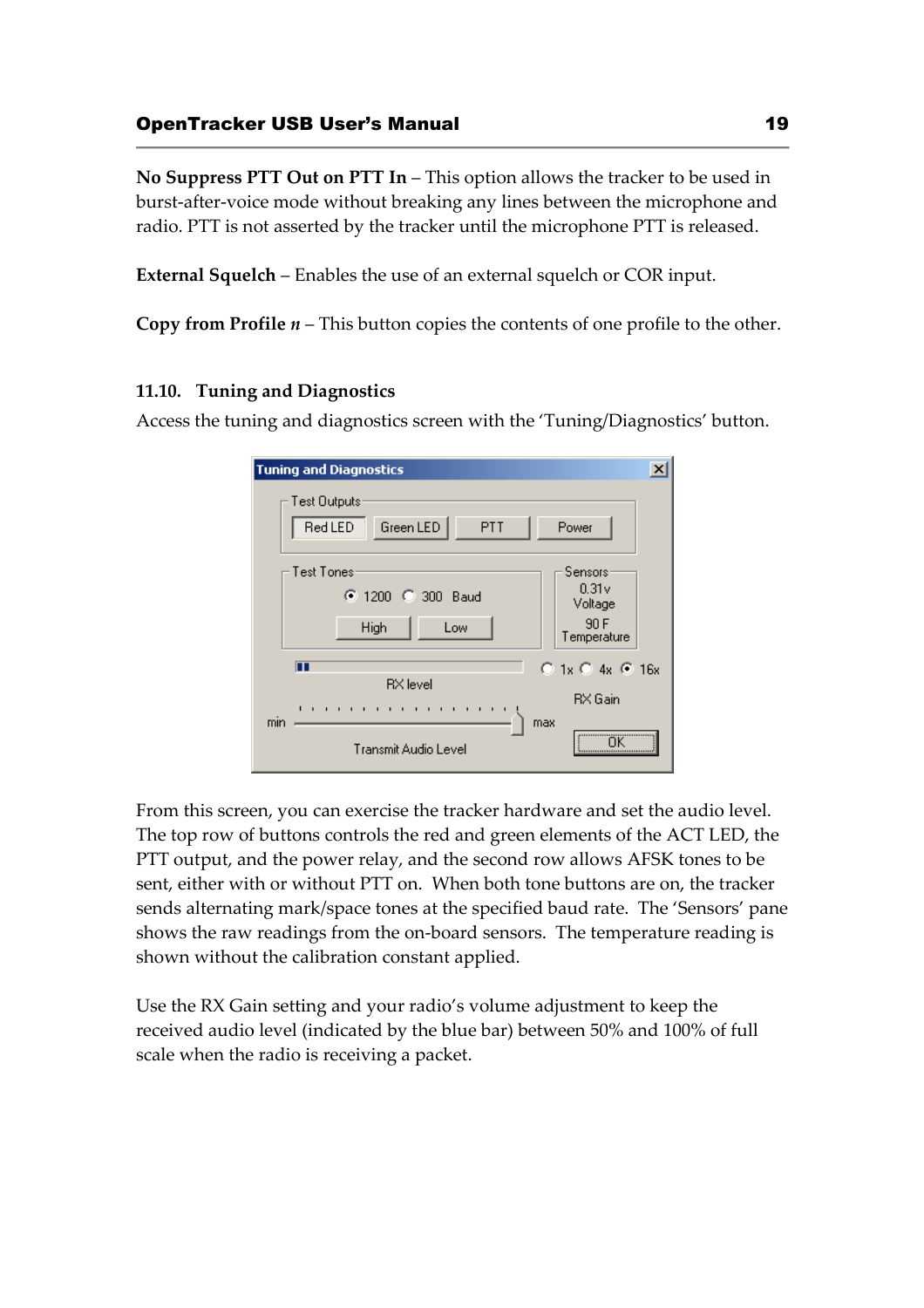**No Suppress PTT Out on PTT In** – This option allows the tracker to be used in burst-after-voice mode without breaking any lines between the microphone and radio. PTT is not asserted by the tracker until the microphone PTT is released.

**External Squelch** – Enables the use of an external squelch or COR input.

**Copy from Profile *n*** – This button copies the contents of one profile to the other.

### 11.10. Tuning and Diagnostics

Access the tuning and diagnostics screen with the 'Tuning/Diagnostics' button.

From this screen, you can exercise the tracker hardware and set the audio level. The top row of buttons controls the red and green elements of the ACT LED, the PTT output, and the power relay, and the second row allows AFSK tones to be sent, either with or without PTT on. When both tone buttons are on, the tracker sends alternating mark/space tones at the specified baud rate. The 'Sensors' pane shows the raw readings from the on-board sensors. The temperature reading is shown without the calibration constant applied.

Use the RX Gain setting and your radio's volume adjustment to keep the received audio level (indicated by the blue bar) between 50% and 100% of full scale when the radio is receiving a packet.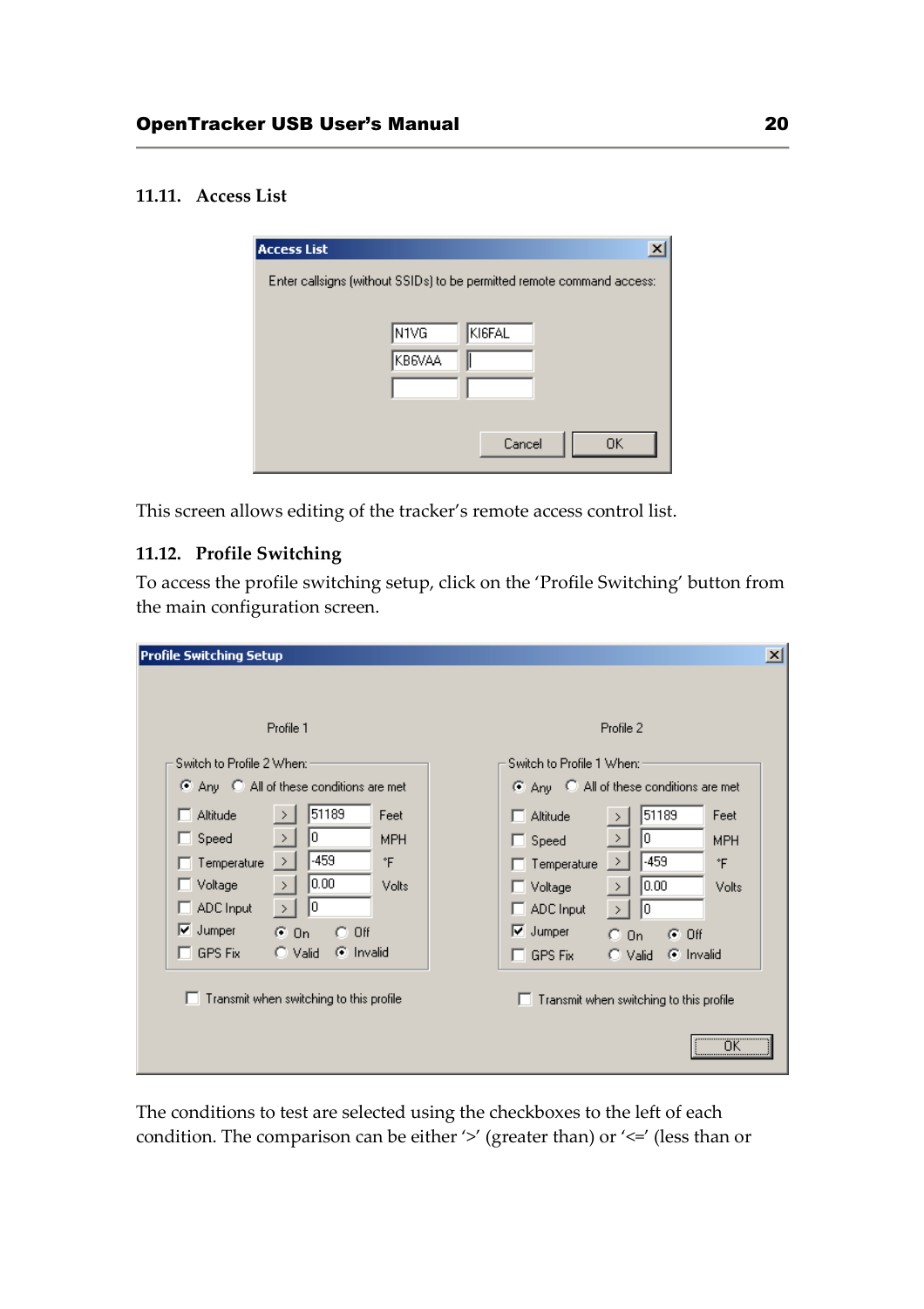### 11.11. Access List

This screen allows editing of the tracker's remote access control list.

### 11.12. Profile Switching

To access the profile switching setup, click on the 'Profile Switching' button from the main configuration screen.

The conditions to test are selected using the checkboxes to the left of each condition. The comparison can be either '>' (greater than) or '<=' (less than or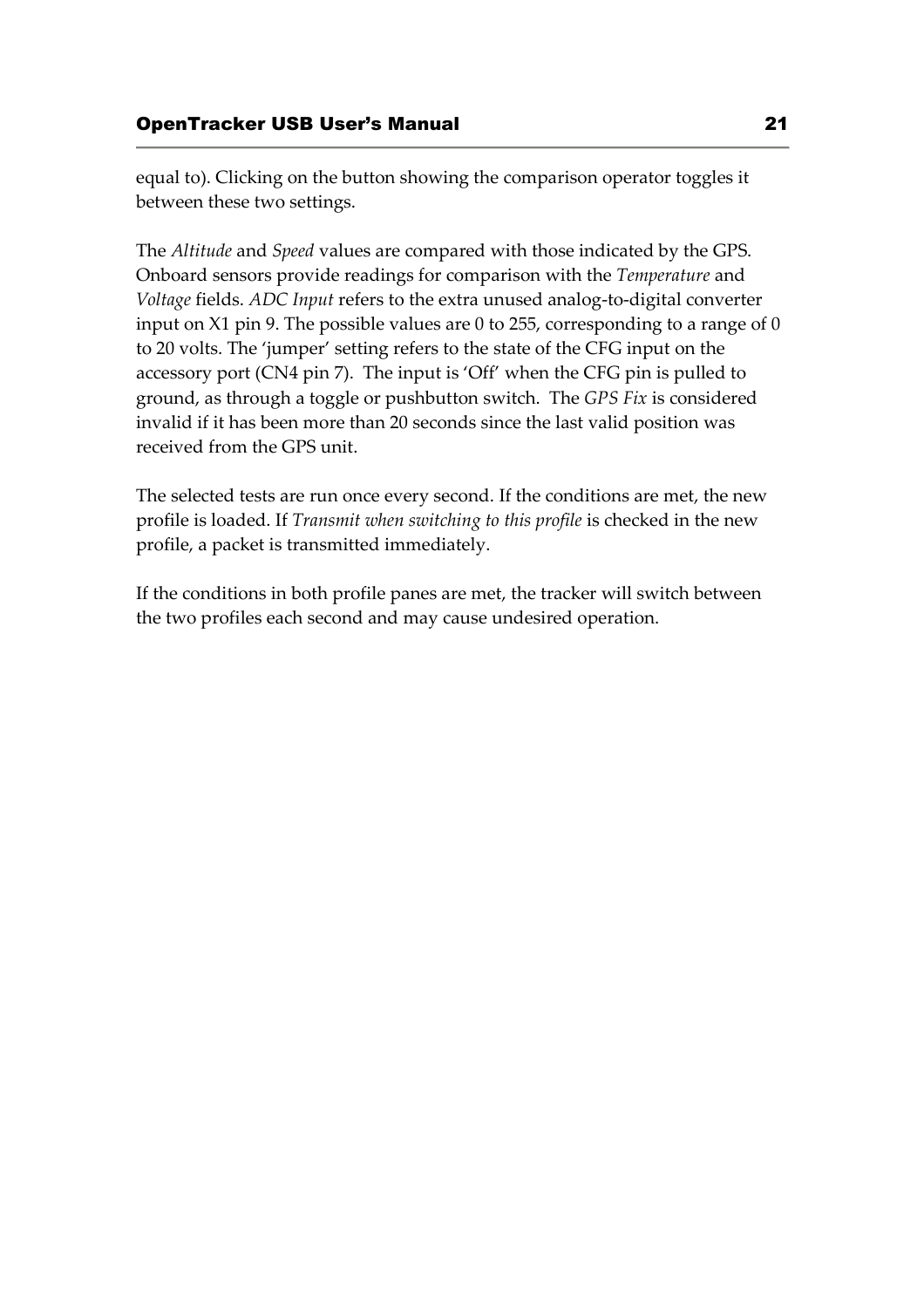equal to). Clicking on the button showing the comparison operator toggles it between these two settings.

The *Altitude* and *Speed* values are compared with those indicated by the GPS. Onboard sensors provide readings for comparison with the *Temperature* and *Voltage* fields. *ADC Input* refers to the extra unused analog-to-digital converter input on X1 pin 9. The possible values are 0 to 255, corresponding to a range of 0 to 20 volts. The 'jumper' setting refers to the state of the CFG input on the accessory port (CN4 pin 7). The input is 'Off' when the CFG pin is pulled to ground, as through a toggle or pushbutton switch. The *GPS Fix* is considered invalid if it has been more than 20 seconds since the last valid position was received from the GPS unit.

The selected tests are run once every second. If the conditions are met, the new profile is loaded. If *Transmit when switching to this profile* is checked in the new profile, a packet is transmitted immediately.

If the conditions in both profile panes are met, the tracker will switch between the two profiles each second and may cause undesired operation.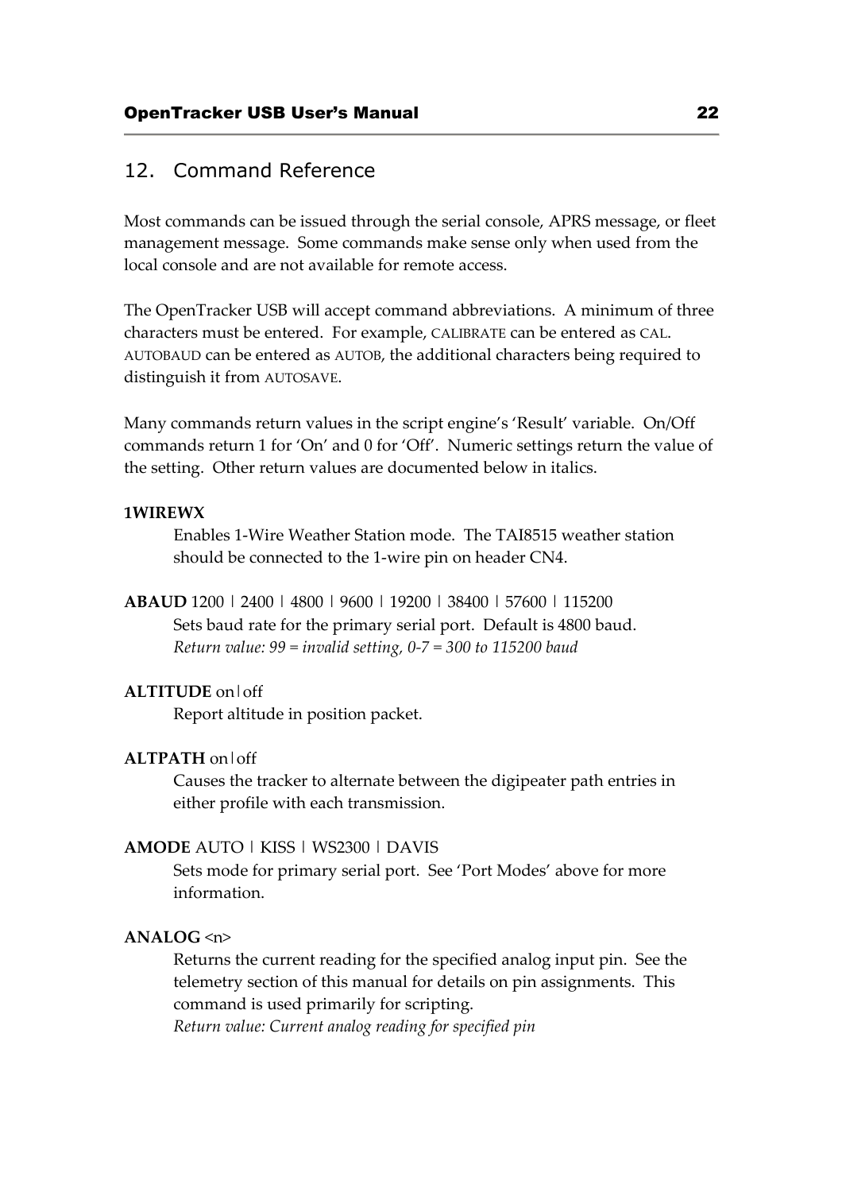## 12. Command Reference

Most commands can be issued through the serial console, APRS message, or fleet management message. Some commands make sense only when used from the local console and are not available for remote access.

The OpenTracker USB will accept command abbreviations. A minimum of three characters must be entered. For example, CALIBRATE can be entered as CAL. AUTOBAUD can be entered as AUTOB, the additional characters being required to distinguish it from AUTOSAVE.

Many commands return values in the script engine's 'Result' variable. On/Off commands return 1 for 'On' and 0 for 'Off'. Numeric settings return the value of the setting. Other return values are documented below in italics.

**1WIREWX**

Enables 1-Wire Weather Station mode. The TAI8515 weather station should be connected to the 1-wire pin on header CN4.

**ABAUD** 1200 | 2400 | 4800 | 9600 | 19200 | 38400 | 57600 | 115200

Sets baud rate for the primary serial port. Default is 4800 baud.
*Return value: 99 = invalid setting, 0-7 = 300 to 115200 baud*

**ALTITUDE** on|off

Report altitude in position packet.

**ALTPATH** on|off

Causes the tracker to alternate between the digipeater path entries in either profile with each transmission.

**AMODE** AUTO | KISS | WS2300 | DAVIS

Sets mode for primary serial port. See 'Port Modes' above for more information.

**ANALOG** <n>

Returns the current reading for the specified analog input pin. See the telemetry section of this manual for details on pin assignments. This command is used primarily for scripting.
*Return value: Current analog reading for specified pin*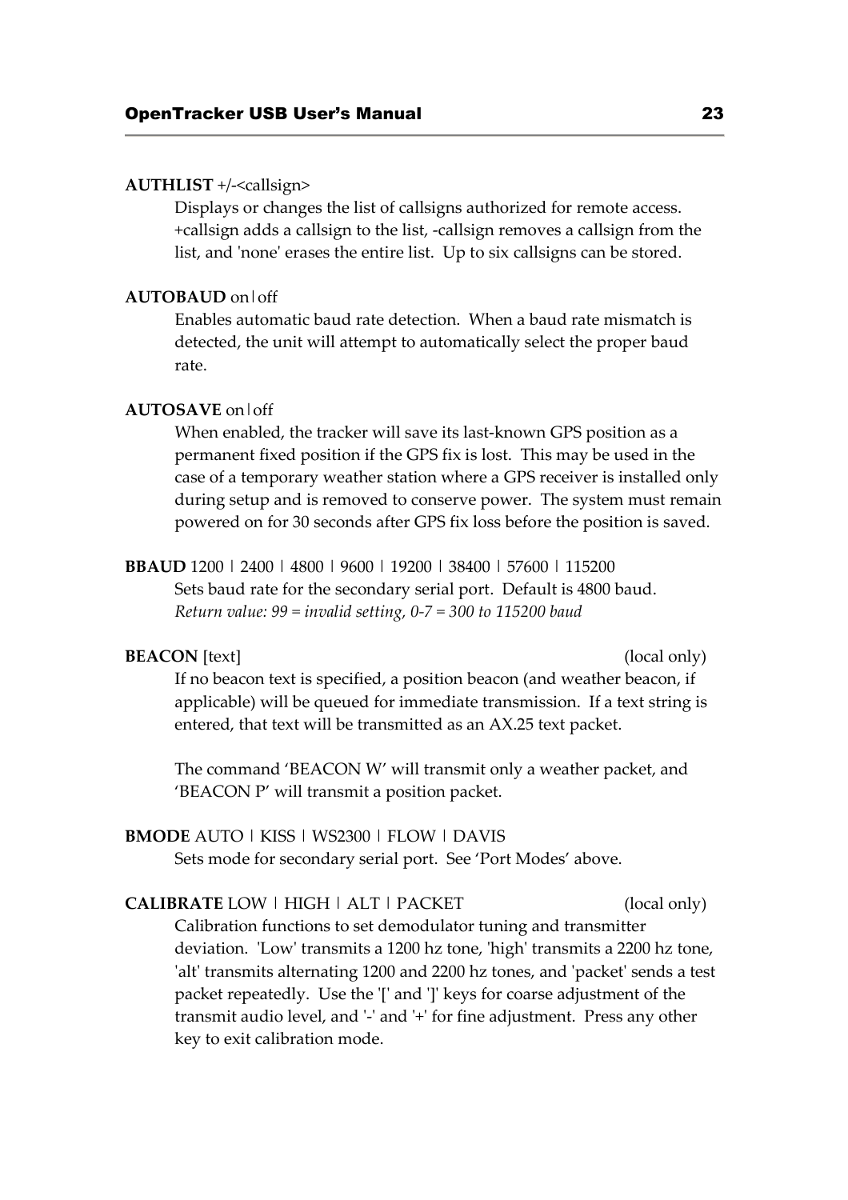**AUTHLIST** +/-<callsign>

Displays or changes the list of callsigns authorized for remote access. +callsign adds a callsign to the list, -callsign removes a callsign from the list, and 'none' erases the entire list. Up to six callsigns can be stored.

**AUTOBAUD** on|off

Enables automatic baud rate detection. When a baud rate mismatch is detected, the unit will attempt to automatically select the proper baud rate.

**AUTOSAVE** on|off

When enabled, the tracker will save its last-known GPS position as a permanent fixed position if the GPS fix is lost. This may be used in the case of a temporary weather station where a GPS receiver is installed only during setup and is removed to conserve power. The system must remain powered on for 30 seconds after GPS fix loss before the position is saved.

**BBAUD** 1200 | 2400 | 4800 | 9600 | 19200 | 38400 | 57600 | 115200

Sets baud rate for the secondary serial port. Default is 4800 baud.
*Return value: 99 = invalid setting, 0-7 = 300 to 115200 baud*

**BEACON** [text] (local only)

If no beacon text is specified, a position beacon (and weather beacon, if applicable) will be queued for immediate transmission. If a text string is entered, that text will be transmitted as an AX.25 text packet.

The command 'BEACON W' will transmit only a weather packet, and 'BEACON P' will transmit a position packet.

**BMODE** AUTO | KISS | WS2300 | FLOW | DAVIS

Sets mode for secondary serial port. See 'Port Modes' above.

**CALIBRATE** LOW | HIGH | ALT | PACKET (local only)

Calibration functions to set demodulator tuning and transmitter deviation. 'Low' transmits a 1200 hz tone, 'high' transmits a 2200 hz tone, 'alt' transmits alternating 1200 and 2200 hz tones, and 'packet' sends a test packet repeatedly. Use the '[' and ']' keys for coarse adjustment of the transmit audio level, and '-' and '+' for fine adjustment. Press any other key to exit calibration mode.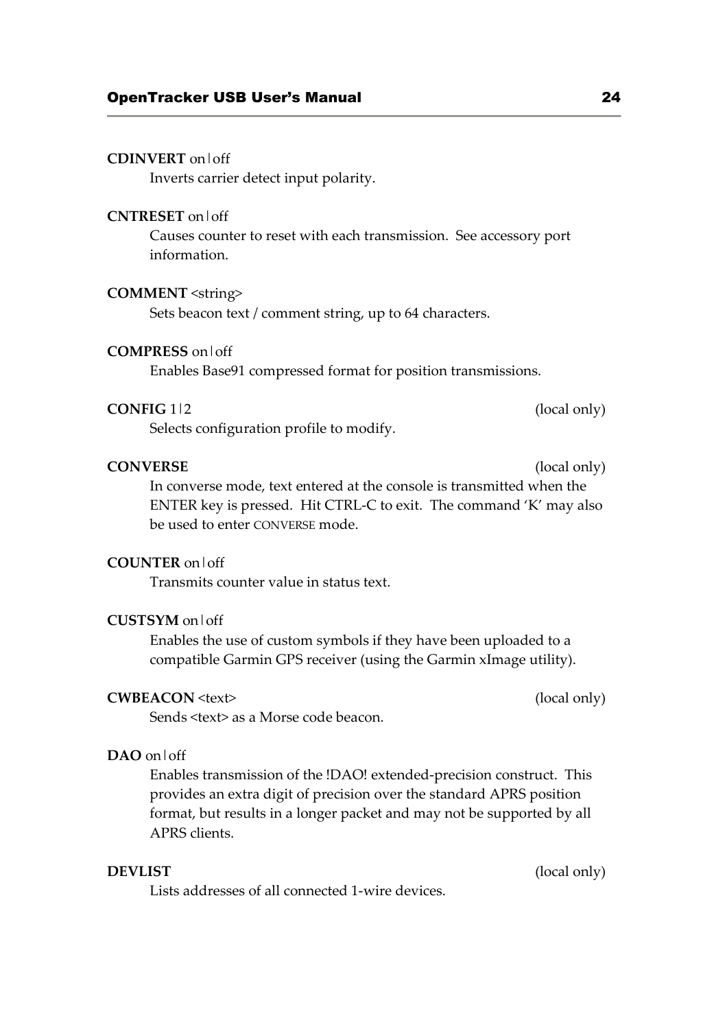**CDINVERT** on|off

Inverts carrier detect input polarity.

**CNTRESET** on|off

Causes counter to reset with each transmission. See accessory port information.

**COMMENT** <string>

Sets beacon text / comment string, up to 64 characters.

**COMPRESS** on|off

Enables Base91 compressed format for position transmissions.

**CONFIG** 1|2 (local only)

Selects configuration profile to modify.

**CONVERSE** (local only)

In converse mode, text entered at the console is transmitted when the ENTER key is pressed. Hit CTRL-C to exit. The command 'K' may also be used to enter CONVERSE mode.

**COUNTER** on|off

Transmits counter value in status text.

**CUSTSYM** on|off

Enables the use of custom symbols if they have been uploaded to a compatible Garmin GPS receiver (using the Garmin xImage utility).

**CWBEACON** <text> (local only)

Sends <text> as a Morse code beacon.

**DAO** on|off

Enables transmission of the !DAO! extended-precision construct. This provides an extra digit of precision over the standard APRS position format, but results in a longer packet and may not be supported by all APRS clients.

**DEVLIST** (local only)

Lists addresses of all connected 1-wire devices.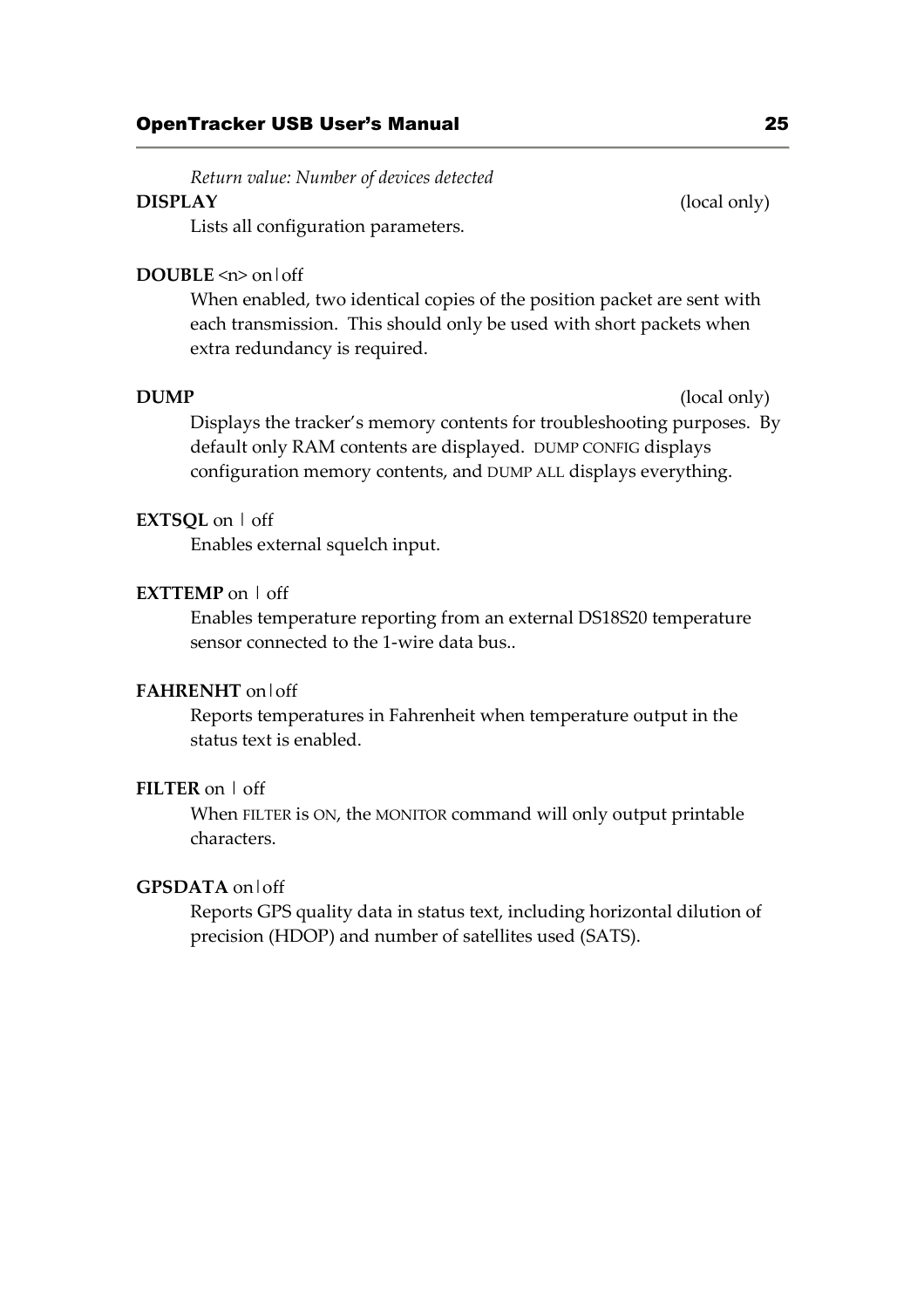*Return value: Number of devices detected*

**DISPLAY** (local only)

Lists all configuration parameters.

**DOUBLE** <n> on|off

When enabled, two identical copies of the position packet are sent with each transmission. This should only be used with short packets when extra redundancy is required.

**DUMP** (local only)

Displays the tracker's memory contents for troubleshooting purposes. By default only RAM contents are displayed. DUMP CONFIG displays configuration memory contents, and DUMP ALL displays everything.

**EXTSQL** on | off

Enables external squelch input.

**EXTTEMP** on | off

Enables temperature reporting from an external DS18S20 temperature sensor connected to the 1-wire data bus..

**FAHRENHT** on|off

Reports temperatures in Fahrenheit when temperature output in the status text is enabled.

**FILTER** on | off

When FILTER is ON, the MONITOR command will only output printable characters.

**GPSDATA** on|off

Reports GPS quality data in status text, including horizontal dilution of precision (HDOP) and number of satellites used (SATS).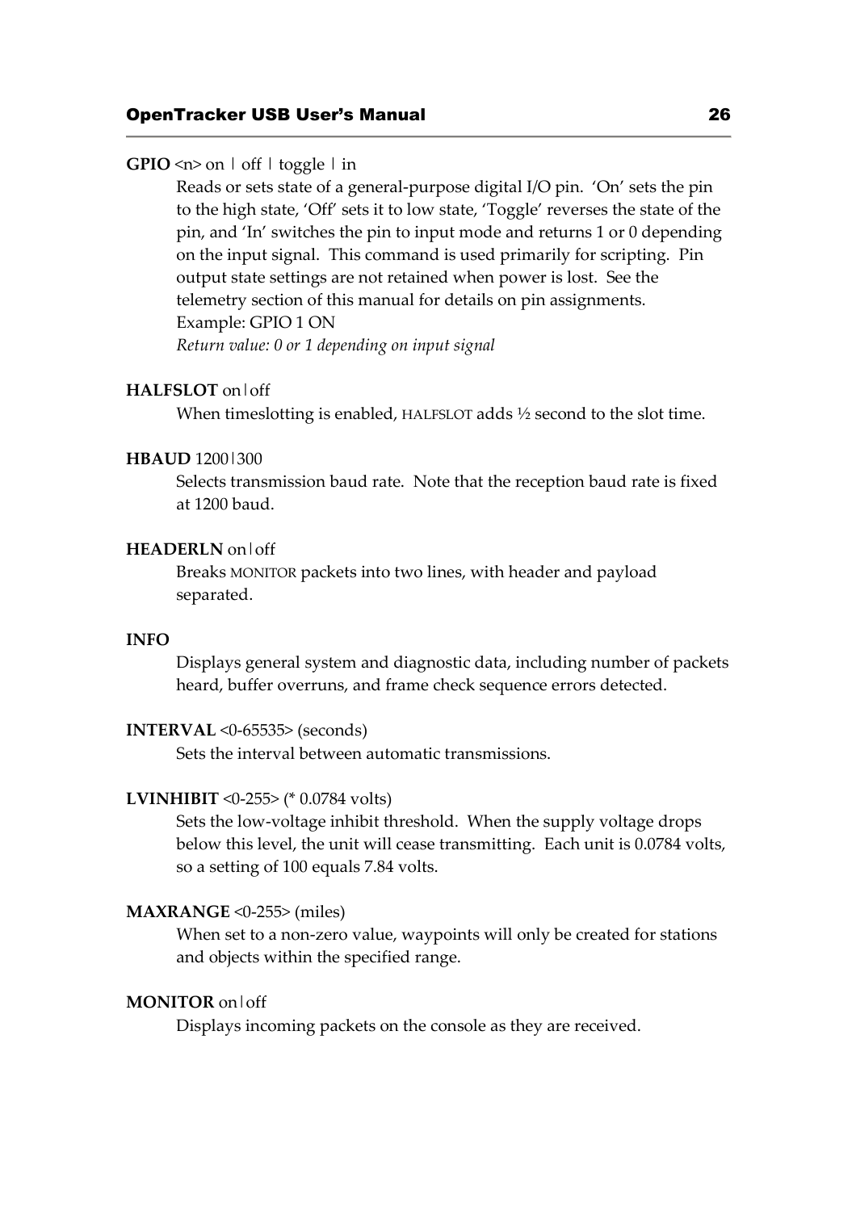**GPIO** <n> on | off | toggle | in

Reads or sets state of a general-purpose digital I/O pin. 'On' sets the pin to the high state, 'Off' sets it to low state, 'Toggle' reverses the state of the pin, and 'In' switches the pin to input mode and returns 1 or 0 depending on the input signal. This command is used primarily for scripting. Pin output state settings are not retained when power is lost. See the telemetry section of this manual for details on pin assignments.
Example: GPIO 1 ON
*Return value: 0 or 1 depending on input signal*

**HALFSLOT** on|off

When timeslotting is enabled, HALFSLOT adds ½ second to the slot time.

**HBAUD** 1200|300

Selects transmission baud rate. Note that the reception baud rate is fixed at 1200 baud.

**HEADERLN** on|off

Breaks MONITOR packets into two lines, with header and payload separated.

**INFO**

Displays general system and diagnostic data, including number of packets heard, buffer overruns, and frame check sequence errors detected.

**INTERVAL** <0-65535> (seconds)

Sets the interval between automatic transmissions.

**LVINHIBIT** <0-255> (* 0.0784 volts)

Sets the low-voltage inhibit threshold. When the supply voltage drops below this level, the unit will cease transmitting. Each unit is 0.0784 volts, so a setting of 100 equals 7.84 volts.

**MAXRANGE** <0-255> (miles)

When set to a non-zero value, waypoints will only be created for stations and objects within the specified range.

**MONITOR** on|off

Displays incoming packets on the console as they are received.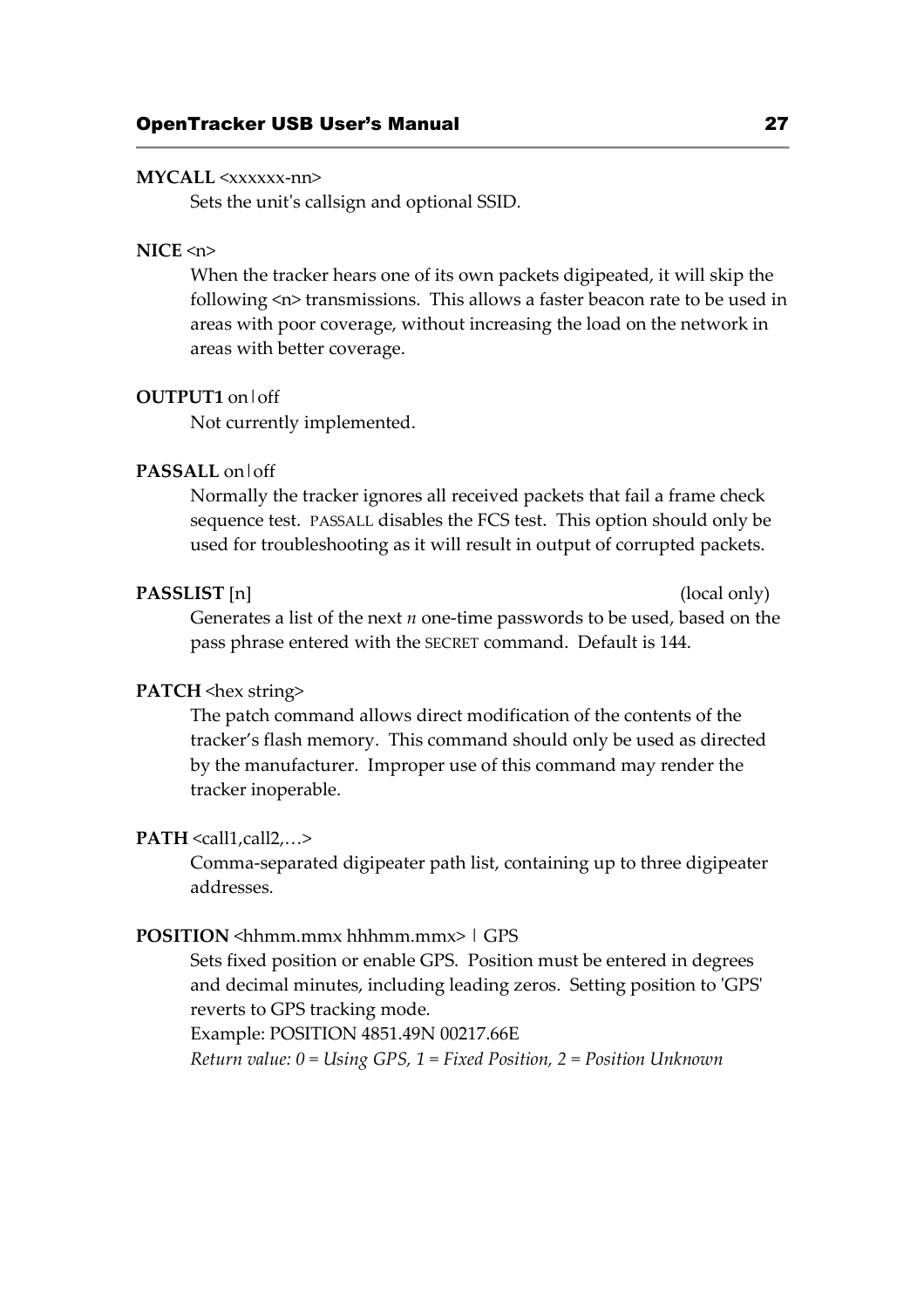**MYCALL** <xxxxxx-nn>

Sets the unit's callsign and optional SSID.

**NICE** <n>

When the tracker hears one of its own packets digipeated, it will skip the following <n> transmissions. This allows a faster beacon rate to be used in areas with poor coverage, without increasing the load on the network in areas with better coverage.

**OUTPUT1** on|off

Not currently implemented.

**PASSALL** on|off

Normally the tracker ignores all received packets that fail a frame check sequence test. PASSALL disables the FCS test. This option should only be used for troubleshooting as it will result in output of corrupted packets.

**PASSLIST** [n] (local only)

Generates a list of the next *n* one-time passwords to be used, based on the pass phrase entered with the SECRET command. Default is 144.

**PATCH** <hex string>

The patch command allows direct modification of the contents of the tracker's flash memory. This command should only be used as directed by the manufacturer. Improper use of this command may render the tracker inoperable.

**PATH** <call1,call2,…>

Comma-separated digipeater path list, containing up to three digipeater addresses.

**POSITION** <hhmm.mmx hhhmm.mmx> | GPS

Sets fixed position or enable GPS. Position must be entered in degrees and decimal minutes, including leading zeros. Setting position to 'GPS' reverts to GPS tracking mode.

Example: POSITION 4851.49N 00217.66E

*Return value: 0 = Using GPS, 1 = Fixed Position, 2 = Position Unknown*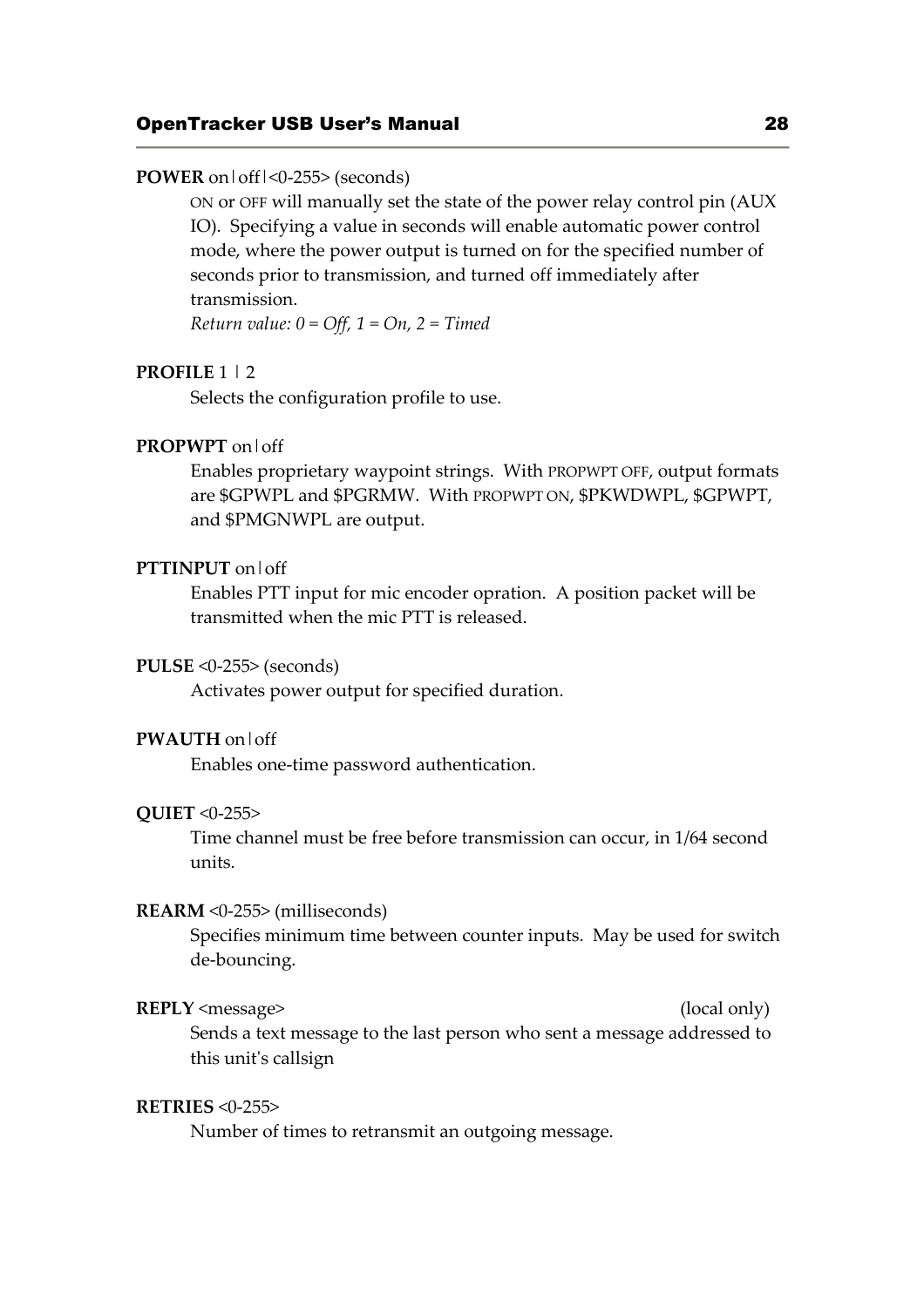**POWER** on|off|<0-255> (seconds)

ON or OFF will manually set the state of the power relay control pin (AUX IO). Specifying a value in seconds will enable automatic power control mode, where the power output is turned on for the specified number of seconds prior to transmission, and turned off immediately after transmission.

*Return value: 0 = Off, 1 = On, 2 = Timed*

**PROFILE** 1 | 2

Selects the configuration profile to use.

**PROPWPT** on|off

Enables proprietary waypoint strings. With PROPWPT OFF, output formats are $GPWPL and $PGRMW. With PROPWPT ON, $PKWDWPL, $GPWPT, and $PMGNWPL are output.

**PTTINPUT** on|off

Enables PTT input for mic encoder opration. A position packet will be transmitted when the mic PTT is released.

**PULSE** <0-255> (seconds)

Activates power output for specified duration.

**PWAUTH** on|off

Enables one-time password authentication.

**QUIET** <0-255>

Time channel must be free before transmission can occur, in 1/64 second units.

**REARM** <0-255> (milliseconds)

Specifies minimum time between counter inputs. May be used for switch de-bouncing.

**REPLY** <message> (local only)

Sends a text message to the last person who sent a message addressed to this unit's callsign

**RETRIES** <0-255>

Number of times to retransmit an outgoing message.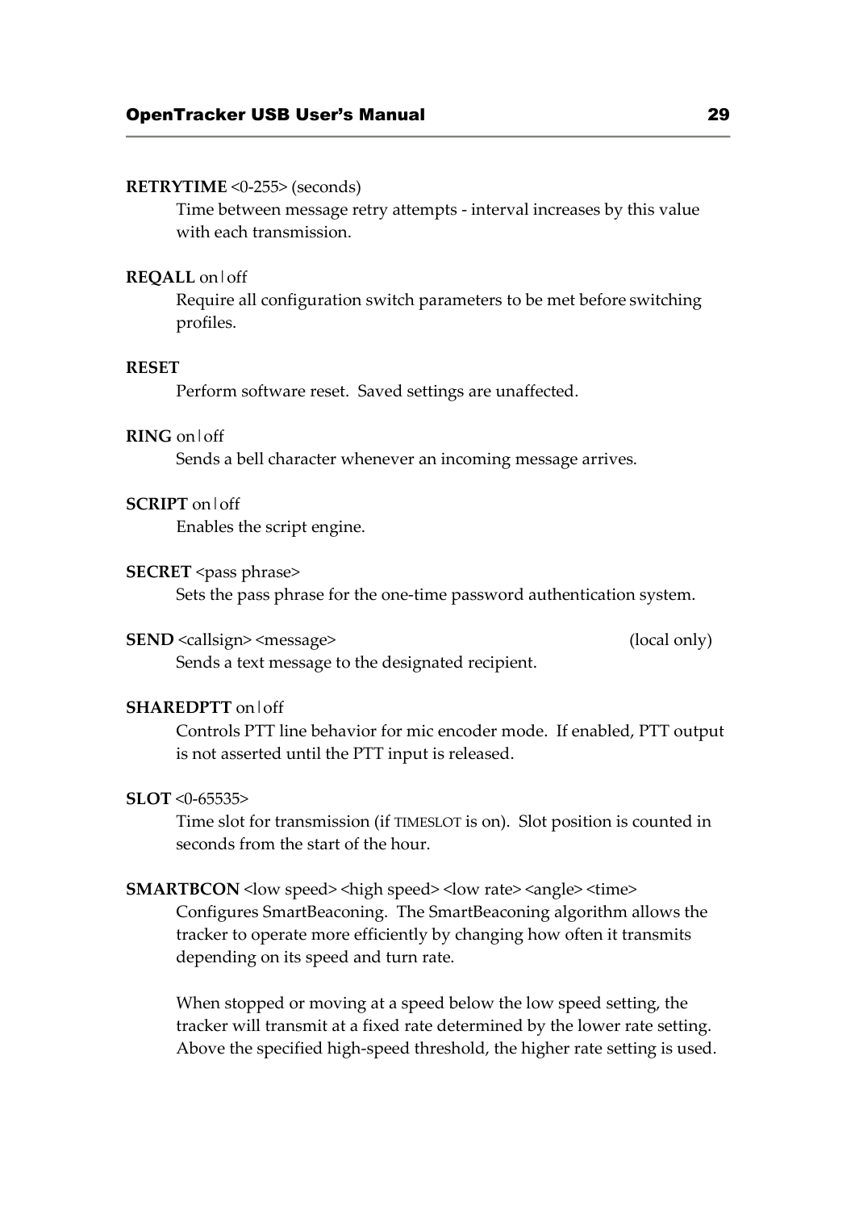**RETRYTIME** <0-255> (seconds)

Time between message retry attempts - interval increases by this value with each transmission.

**REQALL** on|off

Require all configuration switch parameters to be met before switching profiles.

**RESET**

Perform software reset. Saved settings are unaffected.

**RING** on|off

Sends a bell character whenever an incoming message arrives.

**SCRIPT** on|off

Enables the script engine.

**SECRET** <pass phrase>

Sets the pass phrase for the one-time password authentication system.

**SEND** <callsign> <message> (local only)

Sends a text message to the designated recipient.

**SHAREDPTT** on|off

Controls PTT line behavior for mic encoder mode. If enabled, PTT output is not asserted until the PTT input is released.

**SLOT** <0-65535>

Time slot for transmission (if TIMESLOT is on). Slot position is counted in seconds from the start of the hour.

**SMARTBCON** <low speed> <high speed> <low rate> <angle> <time>

Configures SmartBeaconing. The SmartBeaconing algorithm allows the tracker to operate more efficiently by changing how often it transmits depending on its speed and turn rate.

When stopped or moving at a speed below the low speed setting, the tracker will transmit at a fixed rate determined by the lower rate setting. Above the specified high-speed threshold, the higher rate setting is used.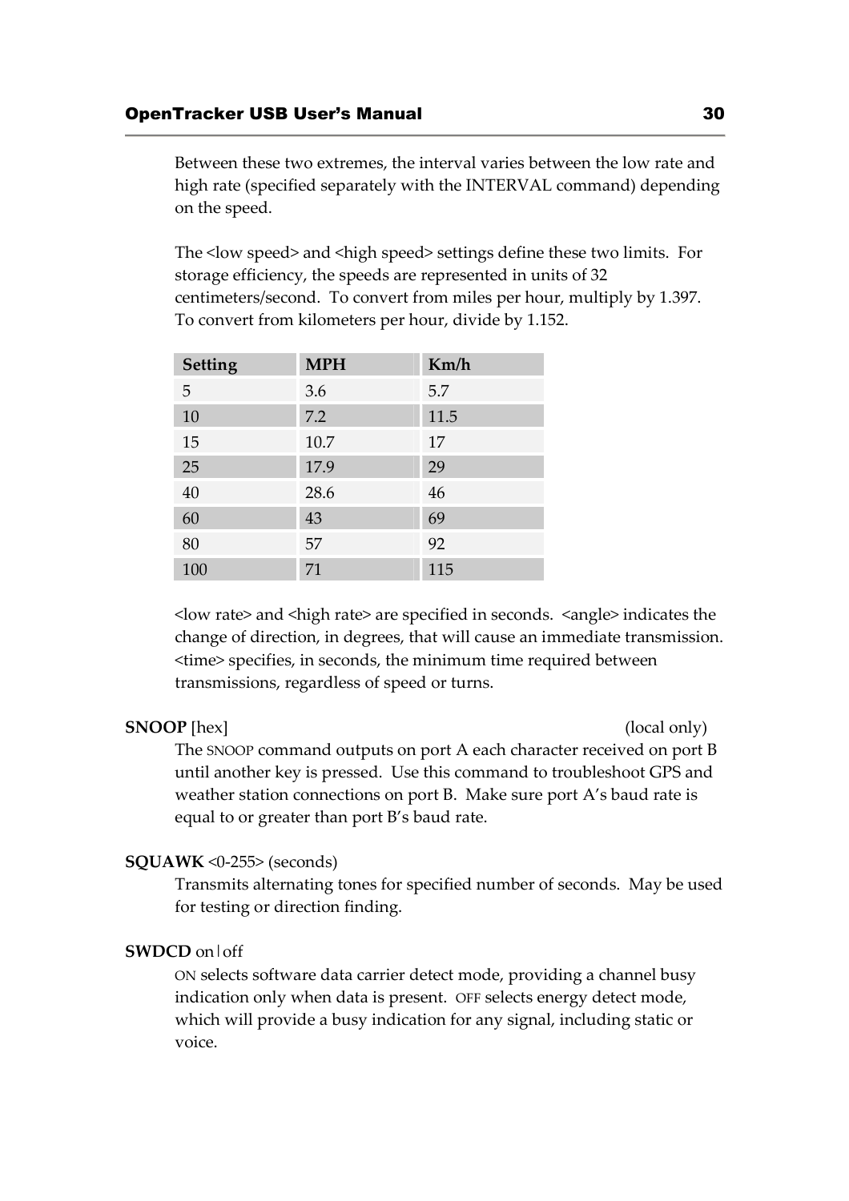Between these two extremes, the interval varies between the low rate and high rate (specified separately with the INTERVAL command) depending on the speed.

The <low speed> and <high speed> settings define these two limits. For storage efficiency, the speeds are represented in units of 32 centimeters/second. To convert from miles per hour, multiply by 1.397. To convert from kilometers per hour, divide by 1.152.

| Setting | MPH | Km/h |
|---|---|---|
| 5 | 3.6 | 5.7 |
| 10 | 7.2 | 11.5 |
| 15 | 10.7 | 17 |
| 25 | 17.9 | 29 |
| 40 | 28.6 | 46 |
| 60 | 43 | 69 |
| 80 | 57 | 92 |
| 100 | 71 | 115 |

<low rate> and <high rate> are specified in seconds. <angle> indicates the change of direction, in degrees, that will cause an immediate transmission. <time> specifies, in seconds, the minimum time required between transmissions, regardless of speed or turns.

**SNOOP** [hex] (local only)

The SNOOP command outputs on port A each character received on port B until another key is pressed. Use this command to troubleshoot GPS and weather station connections on port B. Make sure port A's baud rate is equal to or greater than port B's baud rate.

**SQUAWK** <0-255> (seconds)

Transmits alternating tones for specified number of seconds. May be used for testing or direction finding.

**SWDCD** on|off

ON selects software data carrier detect mode, providing a channel busy indication only when data is present. OFF selects energy detect mode, which will provide a busy indication for any signal, including static or voice.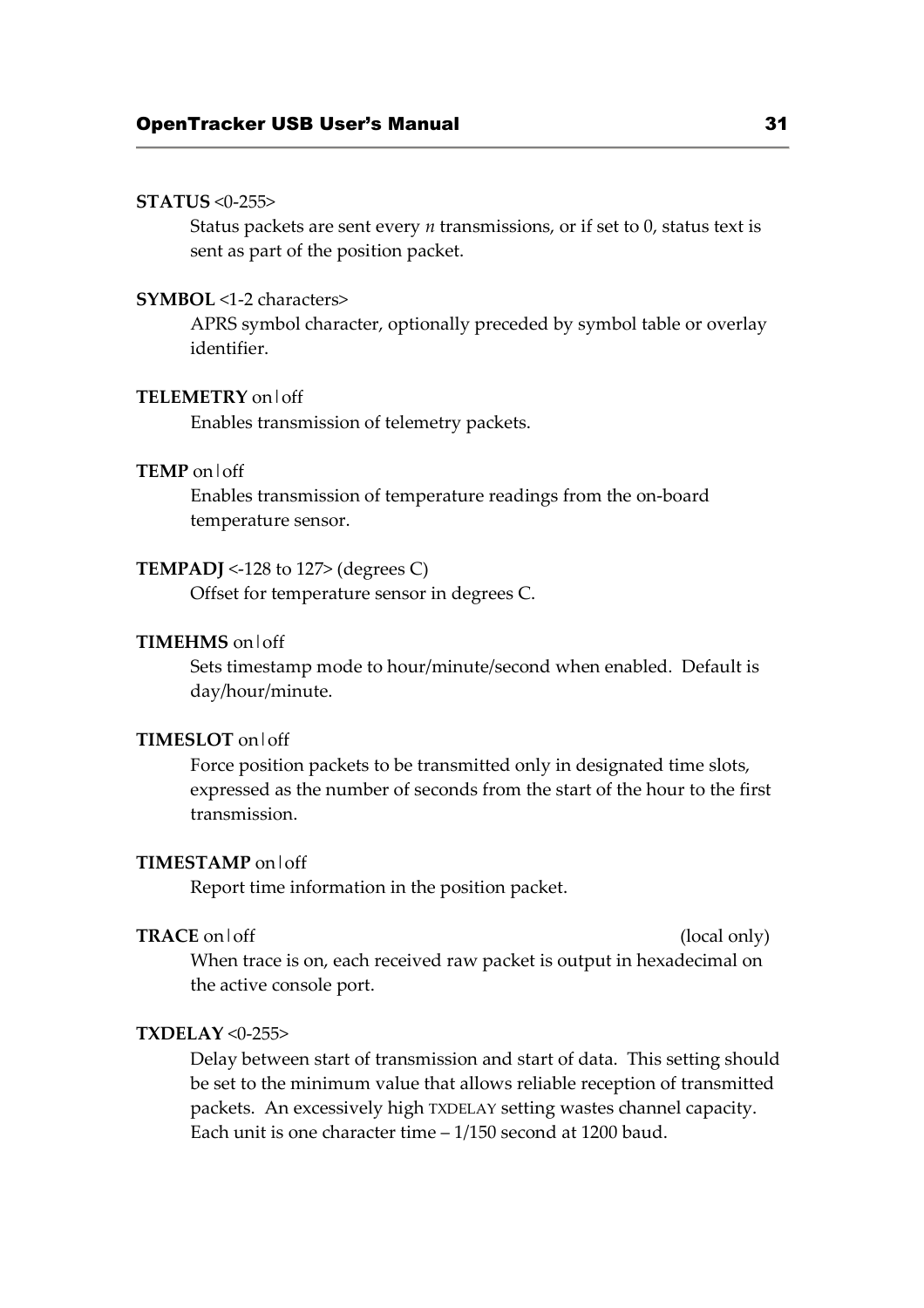**STATUS** <0-255>

Status packets are sent every *n* transmissions, or if set to 0, status text is sent as part of the position packet.

**SYMBOL** <1-2 characters>

APRS symbol character, optionally preceded by symbol table or overlay identifier.

**TELEMETRY** on|off

Enables transmission of telemetry packets.

**TEMP** on|off

Enables transmission of temperature readings from the on-board temperature sensor.

**TEMPADJ** <-128 to 127> (degrees C)

Offset for temperature sensor in degrees C.

**TIMEHMS** on|off

Sets timestamp mode to hour/minute/second when enabled. Default is day/hour/minute.

**TIMESLOT** on|off

Force position packets to be transmitted only in designated time slots, expressed as the number of seconds from the start of the hour to the first transmission.

**TIMESTAMP** on|off

Report time information in the position packet.

**TRACE** on|off (local only)

When trace is on, each received raw packet is output in hexadecimal on the active console port.

**TXDELAY** <0-255>

Delay between start of transmission and start of data. This setting should be set to the minimum value that allows reliable reception of transmitted packets. An excessively high TXDELAY setting wastes channel capacity. Each unit is one character time – 1/150 second at 1200 baud.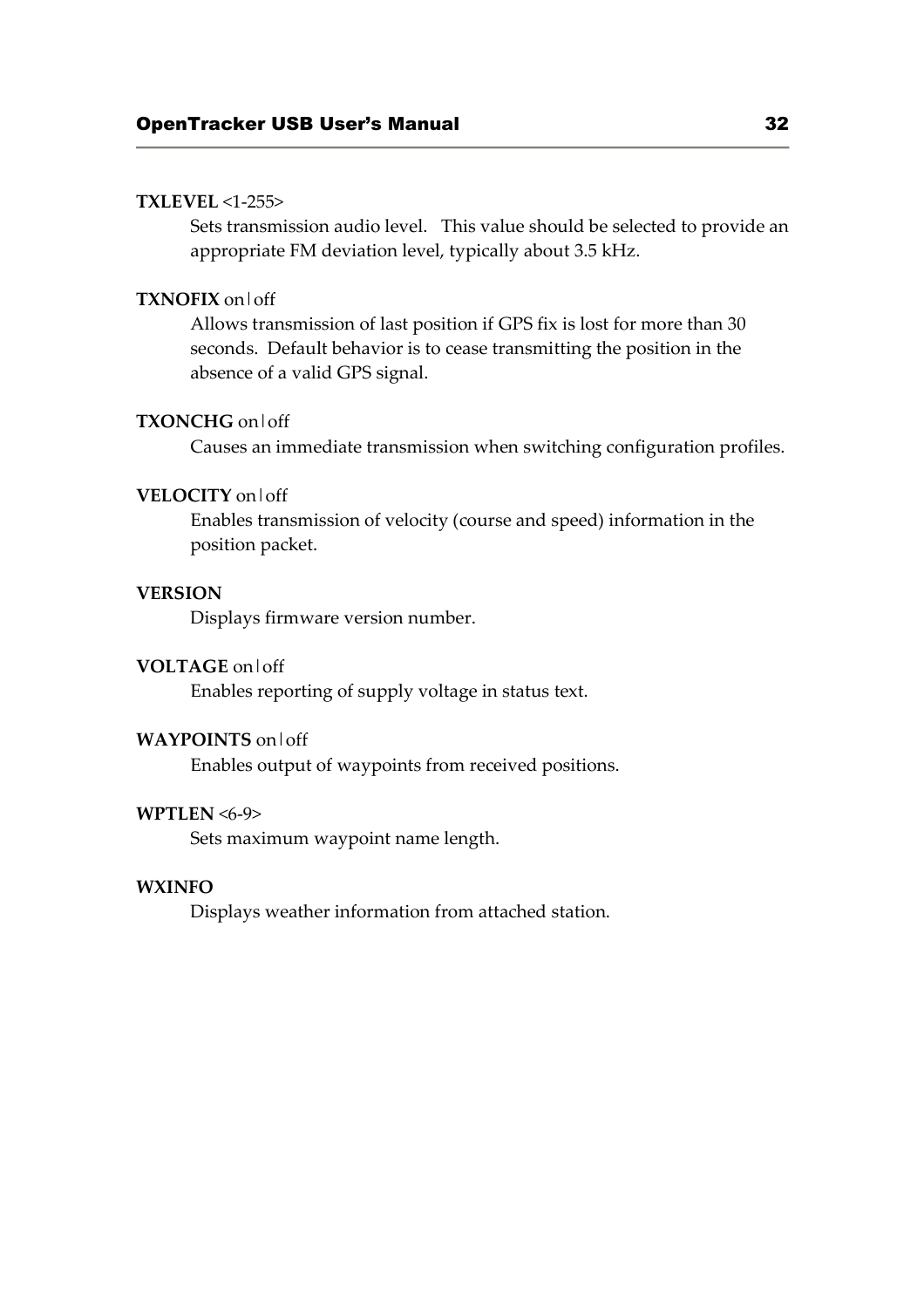**TXLEVEL** <1-255>

Sets transmission audio level. This value should be selected to provide an appropriate FM deviation level, typically about 3.5 kHz.

**TXNOFIX** on|off

Allows transmission of last position if GPS fix is lost for more than 30 seconds. Default behavior is to cease transmitting the position in the absence of a valid GPS signal.

**TXONCHG** on|off

Causes an immediate transmission when switching configuration profiles.

**VELOCITY** on|off

Enables transmission of velocity (course and speed) information in the position packet.

**VERSION**

Displays firmware version number.

**VOLTAGE** on|off

Enables reporting of supply voltage in status text.

**WAYPOINTS** on|off

Enables output of waypoints from received positions.

**WPTLEN** <6-9>

Sets maximum waypoint name length.

**WXINFO**

Displays weather information from attached station.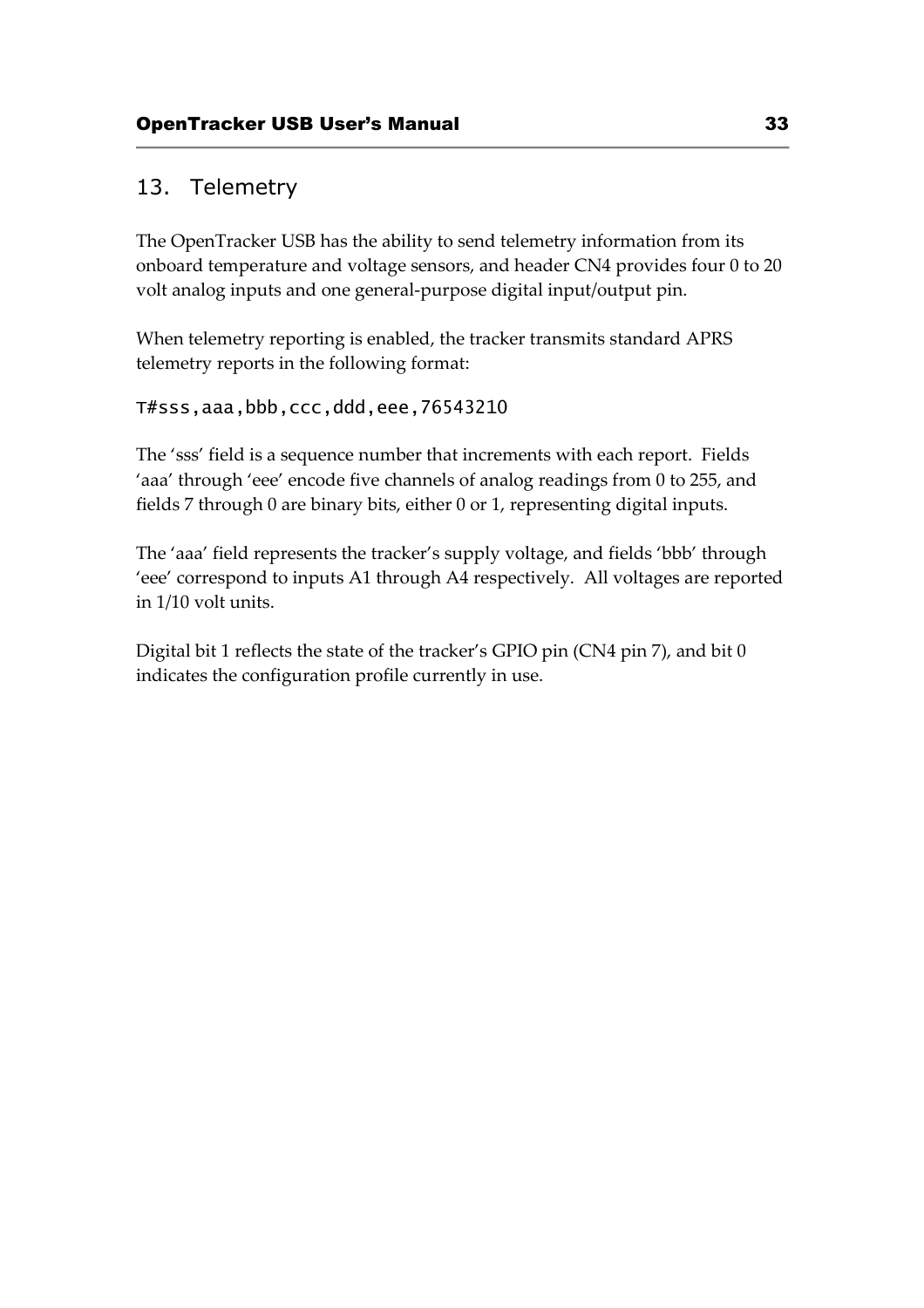## 13. Telemetry

The OpenTracker USB has the ability to send telemetry information from its onboard temperature and voltage sensors, and header CN4 provides four 0 to 20 volt analog inputs and one general-purpose digital input/output pin.

When telemetry reporting is enabled, the tracker transmits standard APRS telemetry reports in the following format:

```
T#sss,aaa,bbb,ccc,ddd,eee,76543210
```

The 'sss' field is a sequence number that increments with each report. Fields 'aaa' through 'eee' encode five channels of analog readings from 0 to 255, and fields 7 through 0 are binary bits, either 0 or 1, representing digital inputs.

The 'aaa' field represents the tracker's supply voltage, and fields 'bbb' through 'eee' correspond to inputs A1 through A4 respectively. All voltages are reported in 1/10 volt units.

Digital bit 1 reflects the state of the tracker's GPIO pin (CN4 pin 7), and bit 0 indicates the configuration profile currently in use.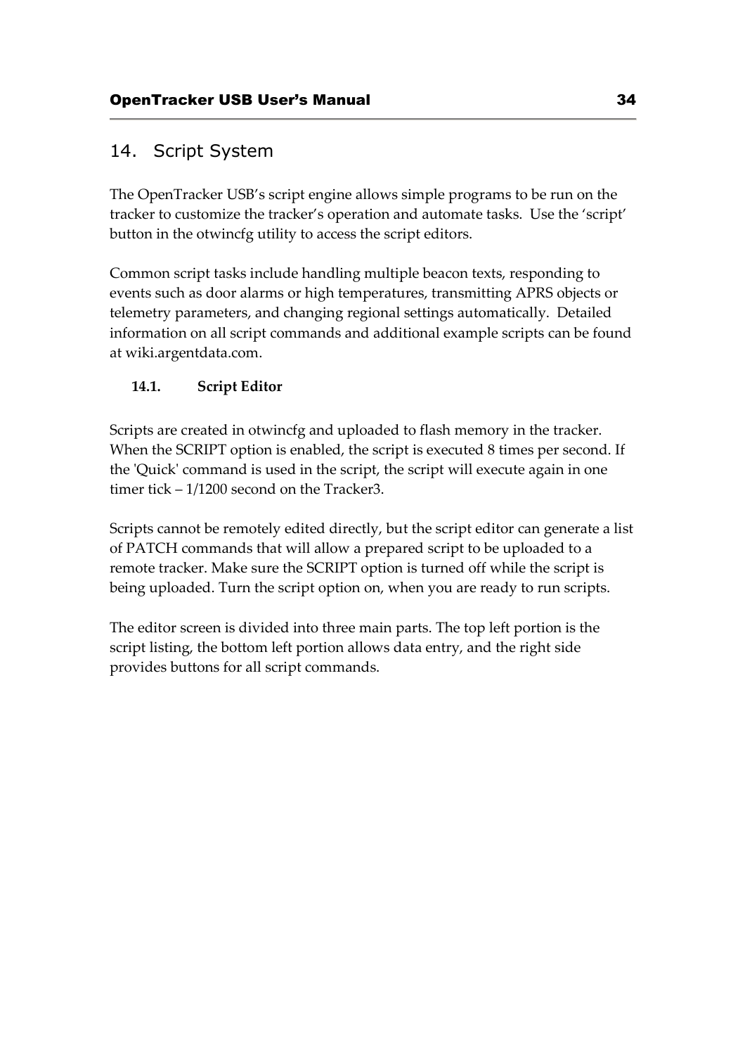# 14. Script System

The OpenTracker USB's script engine allows simple programs to be run on the tracker to customize the tracker's operation and automate tasks. Use the 'script' button in the otwincfg utility to access the script editors.

Common script tasks include handling multiple beacon texts, responding to events such as door alarms or high temperatures, transmitting APRS objects or telemetry parameters, and changing regional settings automatically. Detailed information on all script commands and additional example scripts can be found at wiki.argentdata.com.

## 14.1. Script Editor

Scripts are created in otwincfg and uploaded to flash memory in the tracker. When the SCRIPT option is enabled, the script is executed 8 times per second. If the 'Quick' command is used in the script, the script will execute again in one timer tick – 1/1200 second on the Tracker3.

Scripts cannot be remotely edited directly, but the script editor can generate a list of PATCH commands that will allow a prepared script to be uploaded to a remote tracker. Make sure the SCRIPT option is turned off while the script is being uploaded. Turn the script option on, when you are ready to run scripts.

The editor screen is divided into three main parts. The top left portion is the script listing, the bottom left portion allows data entry, and the right side provides buttons for all script commands.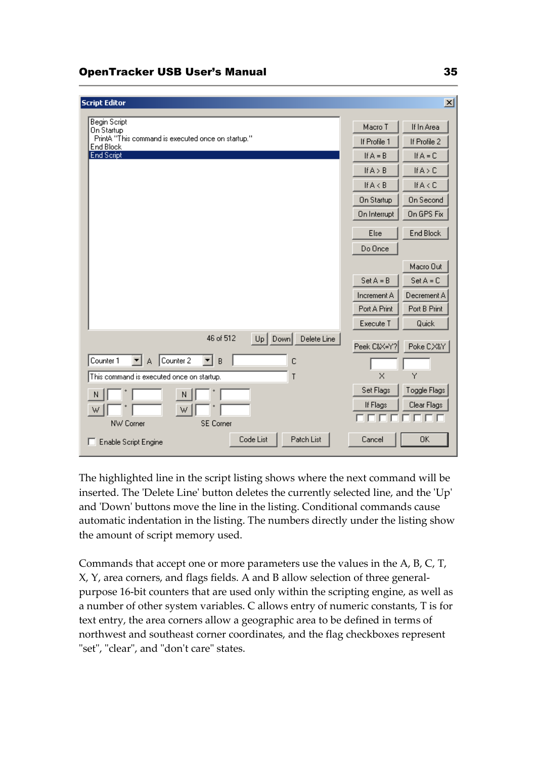The highlighted line in the script listing shows where the next command will be inserted. The 'Delete Line' button deletes the currently selected line, and the 'Up' and 'Down' buttons move the line in the listing. Conditional commands cause automatic indentation in the listing. The numbers directly under the listing show the amount of script memory used.

Commands that accept one or more parameters use the values in the A, B, C, T, X, Y, area corners, and flags fields. A and B allow selection of three general-purpose 16-bit counters that are used only within the scripting engine, as well as a number of other system variables. C allows entry of numeric constants, T is for text entry, the area corners allow a geographic area to be defined in terms of northwest and southeast corner coordinates, and the flag checkboxes represent "set", "clear", and "don't care" states.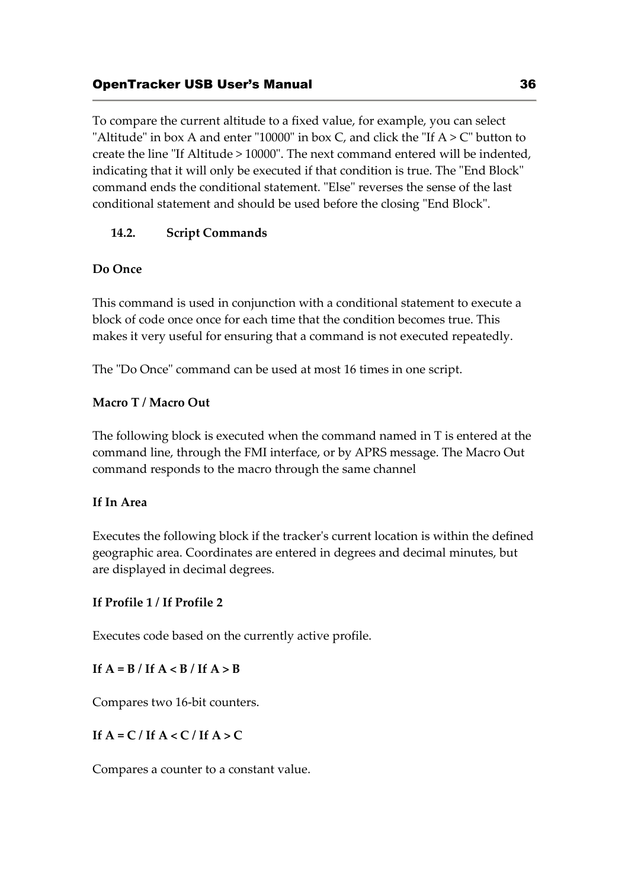To compare the current altitude to a fixed value, for example, you can select "Altitude" in box A and enter "10000" in box C, and click the "If A > C" button to create the line "If Altitude > 10000". The next command entered will be indented, indicating that it will only be executed if that condition is true. The "End Block" command ends the conditional statement. "Else" reverses the sense of the last conditional statement and should be used before the closing "End Block".

## 14.2. Script Commands

**Do Once**

This command is used in conjunction with a conditional statement to execute a block of code once once for each time that the condition becomes true. This makes it very useful for ensuring that a command is not executed repeatedly.

The "Do Once" command can be used at most 16 times in one script.

**Macro T / Macro Out**

The following block is executed when the command named in T is entered at the command line, through the FMI interface, or by APRS message. The Macro Out command responds to the macro through the same channel

**If In Area**

Executes the following block if the tracker's current location is within the defined geographic area. Coordinates are entered in degrees and decimal minutes, but are displayed in decimal degrees.

**If Profile 1 / If Profile 2**

Executes code based on the currently active profile.

**If A = B / If A < B / If A > B**

Compares two 16-bit counters.

**If A = C / If A < C / If A > C**

Compares a counter to a constant value.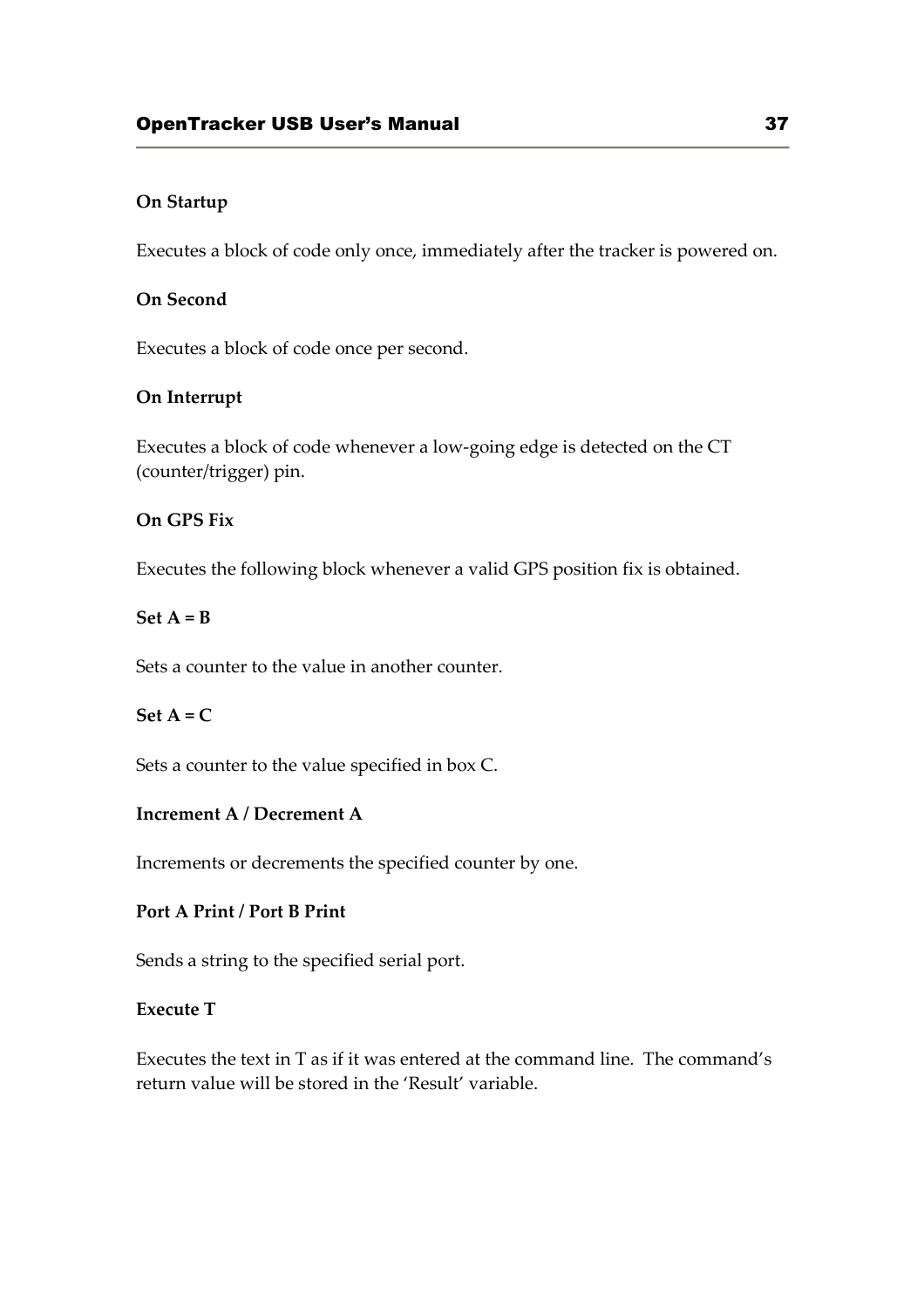**On Startup**

Executes a block of code only once, immediately after the tracker is powered on.

**On Second**

Executes a block of code once per second.

**On Interrupt**

Executes a block of code whenever a low-going edge is detected on the CT (counter/trigger) pin.

**On GPS Fix**

Executes the following block whenever a valid GPS position fix is obtained.

**Set A = B**

Sets a counter to the value in another counter.

**Set A = C**

Sets a counter to the value specified in box C.

**Increment A / Decrement A**

Increments or decrements the specified counter by one.

**Port A Print / Port B Print**

Sends a string to the specified serial port.

**Execute T**

Executes the text in T as if it was entered at the command line. The command's return value will be stored in the 'Result' variable.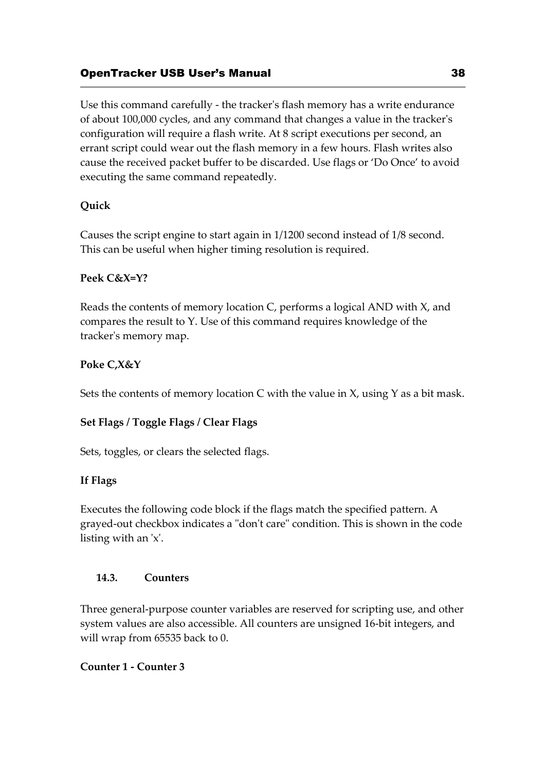Use this command carefully - the tracker's flash memory has a write endurance of about 100,000 cycles, and any command that changes a value in the tracker's configuration will require a flash write. At 8 script executions per second, an errant script could wear out the flash memory in a few hours. Flash writes also cause the received packet buffer to be discarded. Use flags or 'Do Once' to avoid executing the same command repeatedly.

**Quick**

Causes the script engine to start again in 1/1200 second instead of 1/8 second. This can be useful when higher timing resolution is required.

**Peek C&X=Y?**

Reads the contents of memory location C, performs a logical AND with X, and compares the result to Y. Use of this command requires knowledge of the tracker's memory map.

**Poke C,X&Y**

Sets the contents of memory location C with the value in X, using Y as a bit mask.

**Set Flags / Toggle Flags / Clear Flags**

Sets, toggles, or clears the selected flags.

**If Flags**

Executes the following code block if the flags match the specified pattern. A grayed-out checkbox indicates a "don't care" condition. This is shown in the code listing with an 'x'.

### 14.3. Counters

Three general-purpose counter variables are reserved for scripting use, and other system values are also accessible. All counters are unsigned 16-bit integers, and will wrap from 65535 back to 0.

**Counter 1 - Counter 3**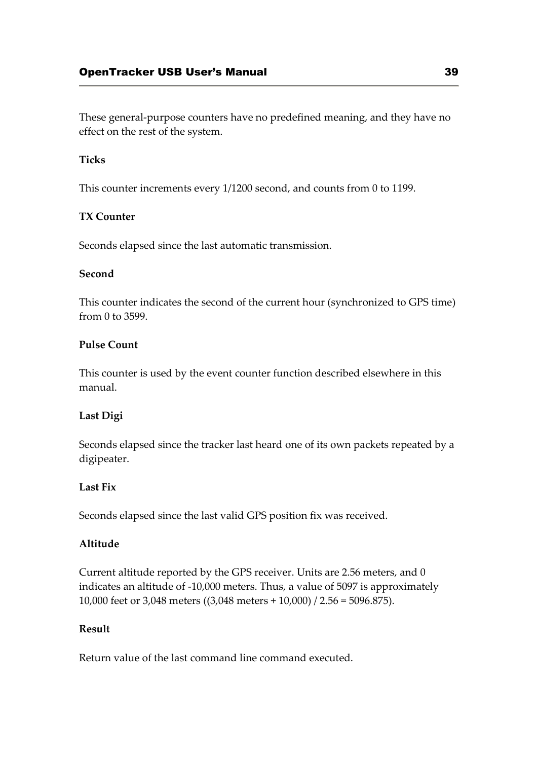These general-purpose counters have no predefined meaning, and they have no effect on the rest of the system.

**Ticks**

This counter increments every 1/1200 second, and counts from 0 to 1199.

**TX Counter**

Seconds elapsed since the last automatic transmission.

**Second**

This counter indicates the second of the current hour (synchronized to GPS time) from 0 to 3599.

**Pulse Count**

This counter is used by the event counter function described elsewhere in this manual.

**Last Digi**

Seconds elapsed since the tracker last heard one of its own packets repeated by a digipeater.

**Last Fix**

Seconds elapsed since the last valid GPS position fix was received.

**Altitude**

Current altitude reported by the GPS receiver. Units are 2.56 meters, and 0 indicates an altitude of -10,000 meters. Thus, a value of 5097 is approximately 10,000 feet or 3,048 meters ((3,048 meters + 10,000) / 2.56 = 5096.875).

**Result**

Return value of the last command line command executed.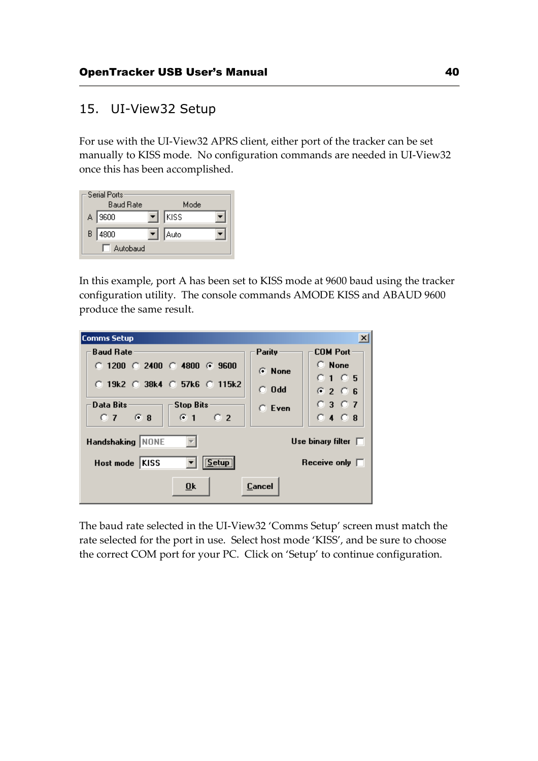## 15. UI-View32 Setup

For use with the UI-View32 APRS client, either port of the tracker can be set manually to KISS mode. No configuration commands are needed in UI-View32 once this has been accomplished.

In this example, port A has been set to KISS mode at 9600 baud using the tracker configuration utility. The console commands AMODE KISS and ABAUD 9600 produce the same result.

The baud rate selected in the UI-View32 'Comms Setup' screen must match the rate selected for the port in use. Select host mode 'KISS', and be sure to choose the correct COM port for your PC. Click on 'Setup' to continue configuration.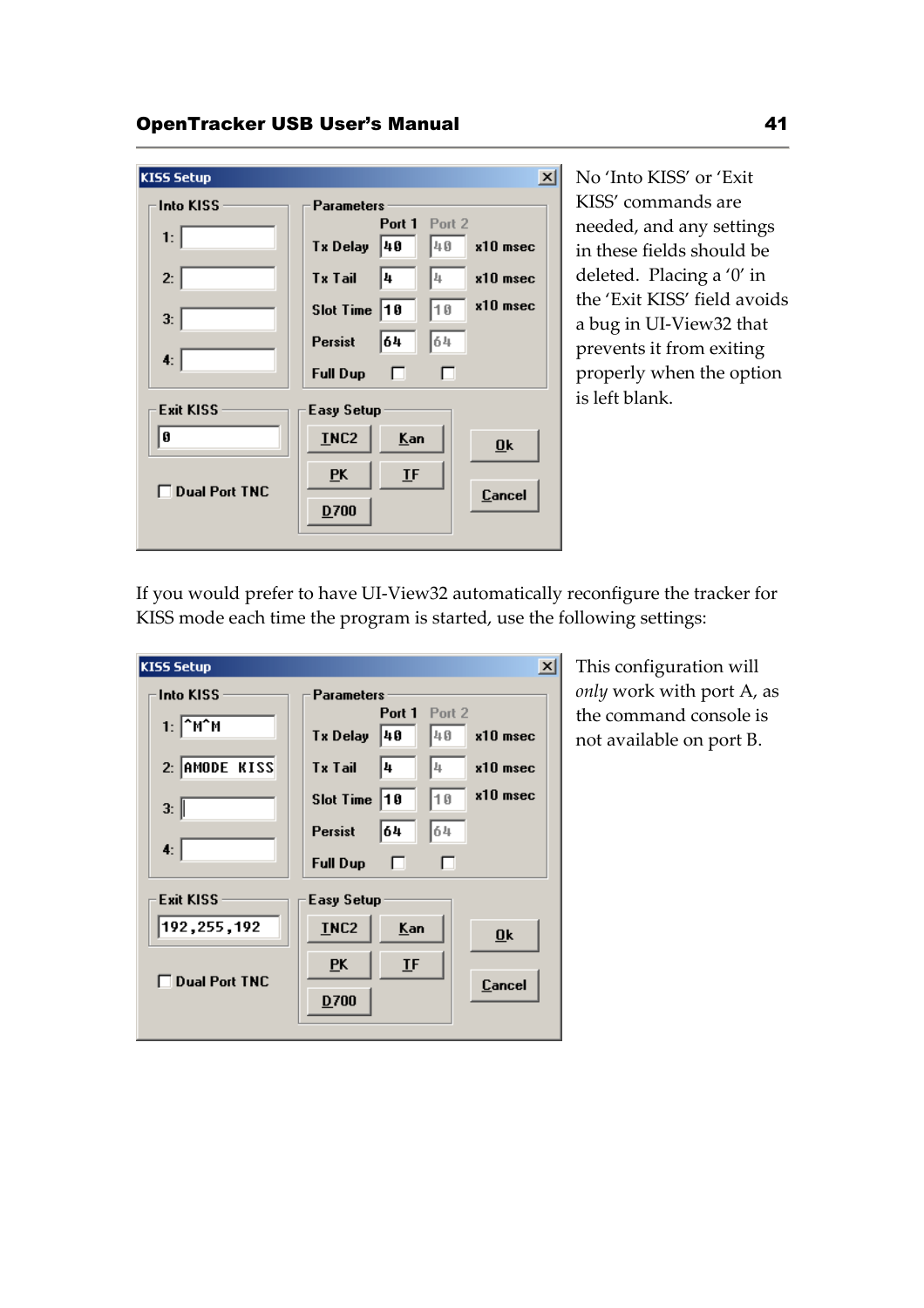No 'Into KISS' or 'Exit KISS' commands are needed, and any settings in these fields should be deleted. Placing a '0' in the 'Exit KISS' field avoids a bug in UI-View32 that prevents it from exiting properly when the option is left blank.

If you would prefer to have UI-View32 automatically reconfigure the tracker for KISS mode each time the program is started, use the following settings:

This configuration will *only* work with port A, as the command console is not available on port B.